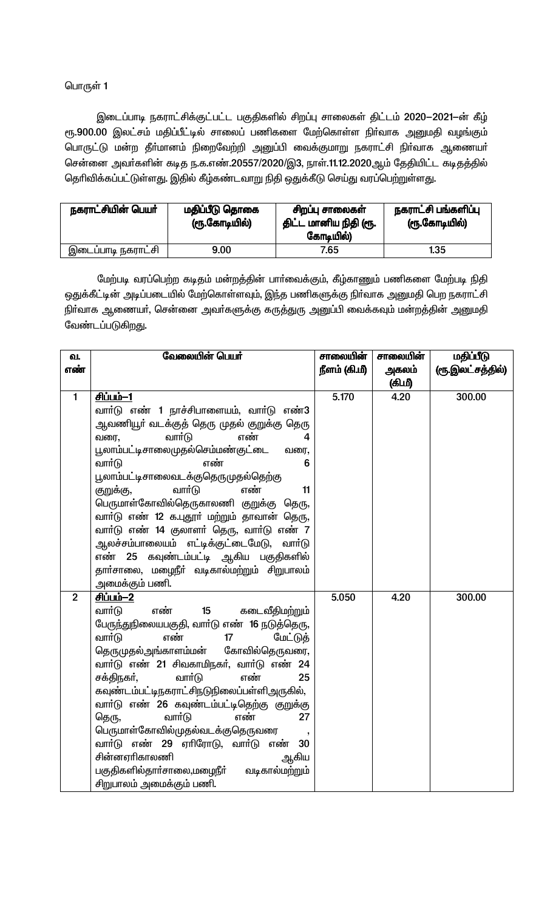பொருள் 1

இடைப்பாடி நகராட்சிக்குட்பட்ட பகுதிகளில் சிறப்பு சாலைகள் திட்டம் 2020–2021–ன் கீழ் ரூ.900.00 இலட்சம் மதிப்பீட்டில் சாலைப் பணிகளை மேற்கொள்ள நிர்வாக அனுமதி வழங்கும் பொருட்டு மன்ற தீர்மானம் நிறைவேற்றி அனுப்பி வைக்குமாறு நகராட்சி நிர்வாக ஆணையர் சென்னை அவர்களின் கடித ந.க.எண்.20557/2020/இ3, நாள்.11.12.2020ஆம் தேதியிட்ட கடிதத்தில் தெரிவிக்கப்பட்டுள்ளது. இதில் கீழ்கண்டவாறு நிதி ஒதுக்கீடு செய்து வரப்பெற்றுள்ளது.

| நகராட்சியின் பெயர் | மதிப்பீடு தொகை (ரூ.கோடியில்) | சிறப்பு சாலைகள் திட்ட மானிய நிதி (ரூ. கோடியில்) | நகராட்சி பங்களிப்பு (ரூ.கோடியில்) |
|---|---|---|---|
| இடைப்பாடி நகராட்சி | 9.00 | 7.65 | 1.35 |

மேற்படி வரப்பெற்ற கடிதம் மன்றத்தின் பார்வைக்கும், கீழ்காணும் பணிகளை மேற்படி நிதி ஒதுக்கீட்டின் அடிப்படையில் மேற்கொள்ளவும், இந்த பணிகளுக்கு நிர்வாக அனுமதி பெற நகராட்சி நிர்வாக ஆணையர், சென்னை அவர்களுக்கு கருத்துரு அனுப்பி வைக்கவும் மன்றத்தின் அனுமதி வேண்டப்படுகிறது.

| வ. எண் | வேலையின் பெயர் | சாலையின் நீளம் (கி.மீ) | சாலையின் அகலம் (கி.மீ) | மதிப்பீடு (ரூ.இலட்சத்தில்) |
|---|---|---|---|---|
| 1 | **சிப்பம்–1**<br>வார்டு எண் 1 நரச்சிபாளையம், வார்டு எண்3 ஆவணியூர் வடக்குத் தெரு முதல் குறுக்கு தெரு வரை, வார்டு எண் 4 பூலாம்பட்டிசாலைமுதல்செம்மண்குட்டை வரை, வார்டு எண் 6 பூலாம்பட்டிசாலைவடக்குதெருமுதல்தெற்கு குறுக்கு, வார்டு எண் 11 பெருமாள்கோவில்தெருகாலணி குறுக்கு தெரு, வார்டு எண் 12 க.புதூர் மற்றும் தாவான் தெரு, வார்டு எண் 14 குலாளர் தெரு, வார்டு எண் 7 ஆலச்சம்பாலையம் எட்டிக்குட்டைமேடு, வார்டு எண் 25 கவுண்டம்பட்டி ஆகிய பகுதிகளில் தார்சாலை, மழைநீர் வடிகால்மற்றும் சிறுபாலம் அமைக்கும் பணி. | 5.170 | 4.20 | 300.00 |
| 2 | **சிப்பம்–2**<br>வார்டு எண் 15 கடைவீதிமற்றும் பேருந்துநிலையபகுதி, வார்டு எண் 16 நடுத்தெரு, வார்டு எண் 17 மேட்டுத் தெருமுதல்அங்காளம்மன் கோவில்தெருவரை, வார்டு எண் 21 சிவகாமிநகர், வார்டு எண் 24 சக்திநகர், வார்டு எண் 25 கவுண்டம்பட்டிநகராட்சிநடுநிலைப்பள்ளிஅருகில், வார்டு எண் 26 கவுண்டம்பட்டிதெற்கு குறுக்கு தெரு, வார்டு எண் 27 பெருமாள்கோவில்முதல்வடக்குதெருவரை , வார்டு எண் 29 ஏரிரோடு, வார்டு எண் 30 சின்னஏரிகாலணி ஆகிய பகுதிகளில்தார்சாலை,மழைநீர் வடிகால்மற்றும் சிறுபாலம் அமைக்கும் பணி. | 5.050 | 4.20 | 300.00 |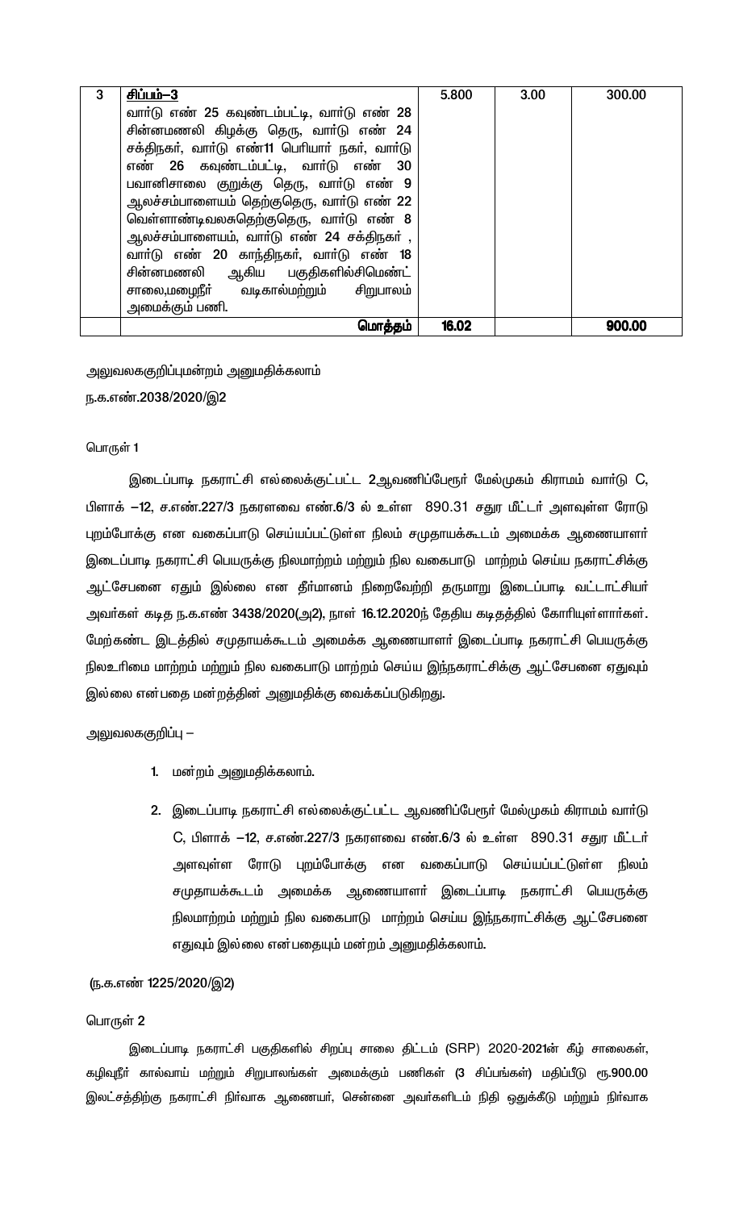| 3 | **சிப்பம்–3**<br>வார்டு எண் 25 கவுண்டம்பட்டி, வார்டு எண் 28 சின்னமணலி கிழக்கு தெரு, வார்டு எண் 24 சக்திநகர், வார்டு எண்11 பெரியார் நகர், வார்டு எண் 26 கவுண்டம்பட்டி, வார்டு எண் 30 பவானிசாலை குறுக்கு தெரு, வார்டு எண் 9 ஆலச்சம்பாளையம் தெற்குதெரு, வார்டு எண் 22 வெள்ளாண்டிவலசுதெற்குதெரு, வார்டு எண் 8 ஆலச்சம்பாளையம், வார்டு எண் 24 சக்திநகர் , வார்டு எண் 20 காந்திநகர், வார்டு எண் 18 சின்னமணலி ஆகிய பகுதிகளில்சிமெண்ட் சாலை,மழைநீர் வடிகால்மற்றும் சிறுபாலம் அமைக்கும் பணி. | 5.800 | 3.00 | 300.00 |
|---|---|---|---|---|
| | **மொத்தம்** | **16.02** | | **900.00** |

அலுவலககுறிப்புமன்றம் அனுமதிக்கலாம்

ந.க.எண்.2038/2020/இ2

பொருள் 1

இடைப்பாடி நகராட்சி எல்லைக்குட்பட்ட 2ஆவணிப்பேரூர் மேல்முகம் கிராமம் வார்டு C, பிளாக் –12, ச.எண்.227/3 நகரளவை எண்.6/3 ல் உள்ள 890.31 சதுர மீட்டர் அளவுள்ள ரோடு புறம்போக்கு என வகைப்பாடு செய்யப்பட்டுள்ள நிலம் சமுதாயக்கூடம் அமைக்க ஆணையாளர் இடைப்பாடி நகராட்சி பெயருக்கு நிலமாற்றம் மற்றும் நில வகைபாடு மாற்றம் செய்ய நகராட்சிக்கு ஆட்சேபனை ஏதும் இல்லை என தீர்மானம் நிறைவேற்றி தருமாறு இடைப்பாடி வட்டாட்சியர் அவர்கள் கடித ந.க.எண் 3438/2020(அ2), நாள் 16.12.2020ந் தேதிய கடிதத்தில் கோரியுள்ளார்கள். மேற்கண்ட இடத்தில் சமுதாயக்கூடம் அமைக்க ஆணையாளர் இடைப்பாடி நகராட்சி பெயருக்கு நிலஉரிமை மாற்றம் மற்றும் நில வகைபாடு மாற்றம் செய்ய இந்நகராட்சிக்கு ஆட்சேபனை ஏதுவும் இல்லை என்பதை மன்றத்தின் அனுமதிக்கு வைக்கப்படுகிறது.

அலுவலககுறிப்பு –

1. மன்றம் அனுமதிக்கலாம்.
2. இடைப்பாடி நகராட்சி எல்லைக்குட்பட்ட ஆவணிப்பேரூர் மேல்முகம் கிராமம் வார்டு C, பிளாக் –12, ச.எண்.227/3 நகரளவை எண்.6/3 ல் உள்ள 890.31 சதுர மீட்டர் அளவுள்ள ரோடு புறம்போக்கு என வகைப்பாடு செய்யப்பட்டுள்ள நிலம் சமுதாயக்கூடம் அமைக்க ஆணையாளர் இடைப்பாடி நகராட்சி பெயருக்கு நிலமாற்றம் மற்றும் நில வகைபாடு மாற்றம் செய்ய இந்நகராட்சிக்கு ஆட்சேபனை எதுவும் இல்லை என்பதையும் மன்றம் அனுமதிக்கலாம்.

(ந.க.எண் 1225/2020/இ2)

பொருள் 2

இடைப்பாடி நகராட்சி பகுதிகளில் சிறப்பு சாலை திட்டம் (SRP) 2020-2021ன் கீழ் சாலைகள், கழிவுநீர் கால்வாய் மற்றும் சிறுபாலங்கள் அமைக்கும் பணிகள் (3 சிப்பங்கள்) மதிப்பீடு ரூ.900.00 இலட்சத்திற்கு நகராட்சி நிர்வாக ஆணையர், சென்னை அவர்களிடம் நிதி ஒதுக்கீடு மற்றும் நிர்வாக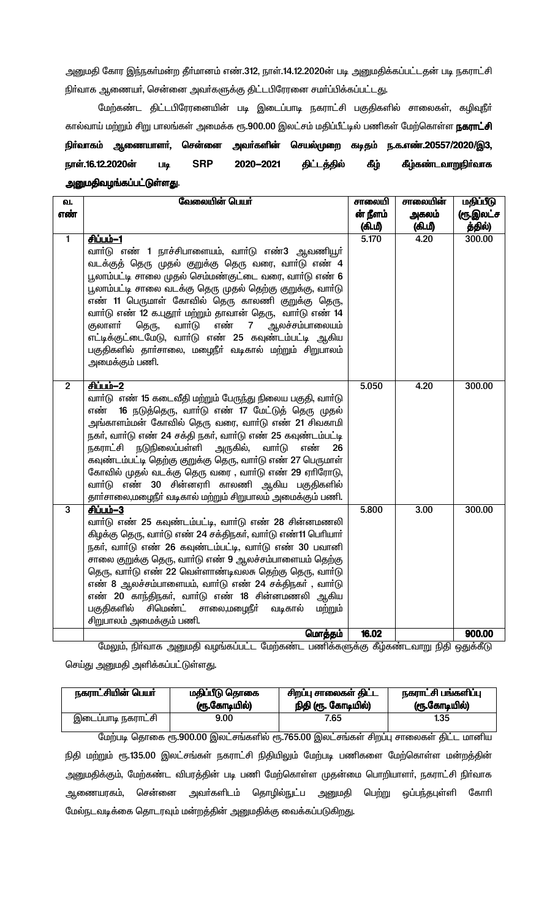அனுமதி கோர இந்நகர்மன்ற தீர்மானம் எண்.312, நாள்.14.12.2020ன் படி அனுமதிக்கப்பட்டதன் படி நகராட்சி நிர்வாக ஆணையர், சென்னை அவர்களுக்கு திட்டபிரேரனை சமர்ப்பிக்கப்பட்டது.

மேற்கண்ட திட்டபிரேரனையின் படி இடைப்பாடி நகராட்சி பகுதிகளில் சாலைகள், கழிவுநீர் கால்வாய் மற்றும் சிறு பாலங்கள் அமைக்க ரூ.900.00 இலட்சம் மதிப்பீட்டில் பணிகள் மேற்கொள்ள **நகராட்சி நிர்வாகம் ஆணையாளர், சென்னை அவர்களின் செயல்முறை கடிதம் ந.க.எண்.20557/2020/இ3, நாள்.16.12.2020ன் படி SRP 2020–2021 திட்டத்தில் கீழ் கீழ்கண்டவாறுநிர்வாக அனுமதிவழங்கப்பட்டுள்ளது.**

| வ. எண் | வேலையின் பெயர் | சாலையின் நீளம் (கி.மீ) | சாலையின் அகலம் (கி.மீ) | மதிப்பீடு (ரூ.இலட்சத்தில்) |
|---|---|---|---|---|
| 1 | **சிப்பம்–1** வார்டு எண் 1 நாச்சிபாளையம், வார்டு எண்3 ஆவணியூர் வடக்குத் தெரு முதல் குறுக்கு தெரு வரை, வார்டு எண் 4 பூலாம்பட்டி சாலை முதல் செம்மண்குட்டை வரை, வார்டு எண் 6 பூலாம்பட்டி சாலை வடக்கு தெரு முதல் தெற்கு குறுக்கு, வார்டு எண் 11 பெருமாள் கோவில் தெரு காலனி குறுக்கு தெரு, வார்டு எண் 12 க.புதூர் மற்றும் தாவான் தெரு, வார்டு எண் 14 குலாளர் தெரு, வார்டு எண் 7 ஆலச்சம்பாலையம் எட்டிக்குட்டைமேடு, வார்டு எண் 25 கவுண்டம்பட்டி ஆகிய பகுதிகளில் தார்சாலை, மழைநீர் வடிகால் மற்றும் சிறுபாலம் அமைக்கும் பணி. | 5.170 | 4.20 | 300.00 |
| 2 | **சிப்பம்–2** வார்டு எண் 15 கடைவீதி மற்றும் பேருந்து நிலைய பகுதி, வார்டு எண் 16 நடுத்தெரு, வார்டு எண் 17 மேட்டுத் தெரு முதல் அங்காளம்மன் கோவில் தெரு வரை, வார்டு எண் 21 சிவகாமி நகர், வார்டு எண் 24 சக்தி நகர், வார்டு எண் 25 கவுண்டம்பட்டி நகராட்சி நடுநிலைப்பள்ளி அருகில், வார்டு எண் 26 கவுண்டம்பட்டி தெற்கு குறுக்கு தெரு, வார்டு எண் 27 பெருமாள் கோவில் முதல் வடக்கு தெரு வரை , வார்டு எண் 29 ஏரிரோடு, வார்டு எண் 30 சின்னஏரி காலணி ஆகிய பகுதிகளில் தார்சாலை,மழைநீர் வடிகால் மற்றும் சிறுபாலம் அமைக்கும் பணி. | 5.050 | 4.20 | 300.00 |
| 3 | **சிப்பம்–3** வார்டு எண் 25 கவுண்டம்பட்டி, வார்டு எண் 28 சின்னமணலி கிழக்கு தெரு, வார்டு எண் 24 சக்திநகர், வார்டு எண்11 பெரியார் நகர், வார்டு எண் 26 கவுண்டம்பட்டி, வார்டு எண் 30 பவானி சாலை குறுக்கு தெரு, வார்டு எண் 9 ஆலச்சம்பாளையம் தெற்கு தெரு, வார்டு எண் 22 வெள்ளாண்டிவலசு தெற்கு தெரு, வார்டு எண் 8 ஆலச்சம்பாளையம், வார்டு எண் 24 சக்திநகர் , வார்டு எண் 20 காந்திநகர், வார்டு எண் 18 சின்னமணலி ஆகிய பகுதிகளில் சிமெண்ட் சாலை,மழைநீர் வடிகால் மற்றும் சிறுபாலம் அமைக்கும் பணி. | 5.800 | 3.00 | 300.00 |
| | **மொத்தம்** | **16.02** | | **900.00** |

மேலும், நிர்வாக அனுமதி வழங்கப்பட்ட மேற்கண்ட பணிக்களுக்கு கீழ்கண்டவாறு நிதி ஒதுக்கீடு செய்து அனுமதி அளிக்கப்பட்டுள்ளது.

| நகராட்சியின் பெயர் | மதிப்பீடு தொகை (ரூ.கோடியில்) | சிறப்பு சாலைகள் திட்ட நிதி (ரூ. கோடியில்) | நகராட்சி பங்களிப்பு (ரூ.கோடியில்) |
|---|---|---|---|
| இடைப்பாடி நகராட்சி | 9.00 | 7.65 | 1.35 |

மேற்படி தொகை ரூ.900.00 இலட்சங்களில் ரூ.765.00 இலட்சங்கள் சிறப்பு சாலைகள் திட்ட மானிய நிதி மற்றும் ரூ.135.00 இலட்சங்கள் நகராட்சி நிதியிலும் மேற்படி பணிகளை மேற்கொள்ள மன்றத்தின் அனுமதிக்கும், மேற்கண்ட விபரத்தின் படி பணி மேற்கொள்ள முதன்மை பொறியாளர், நகராட்சி நிர்வாக ஆணையரகம், சென்னை அவர்களிடம் தொழில்நுட்ப அனுமதி பெற்று ஒப்பந்தபுள்ளி கோரி மேல்நடவடிக்கை தொடரவும் மன்றத்தின் அனுமதிக்கு வைக்கப்படுகிறது.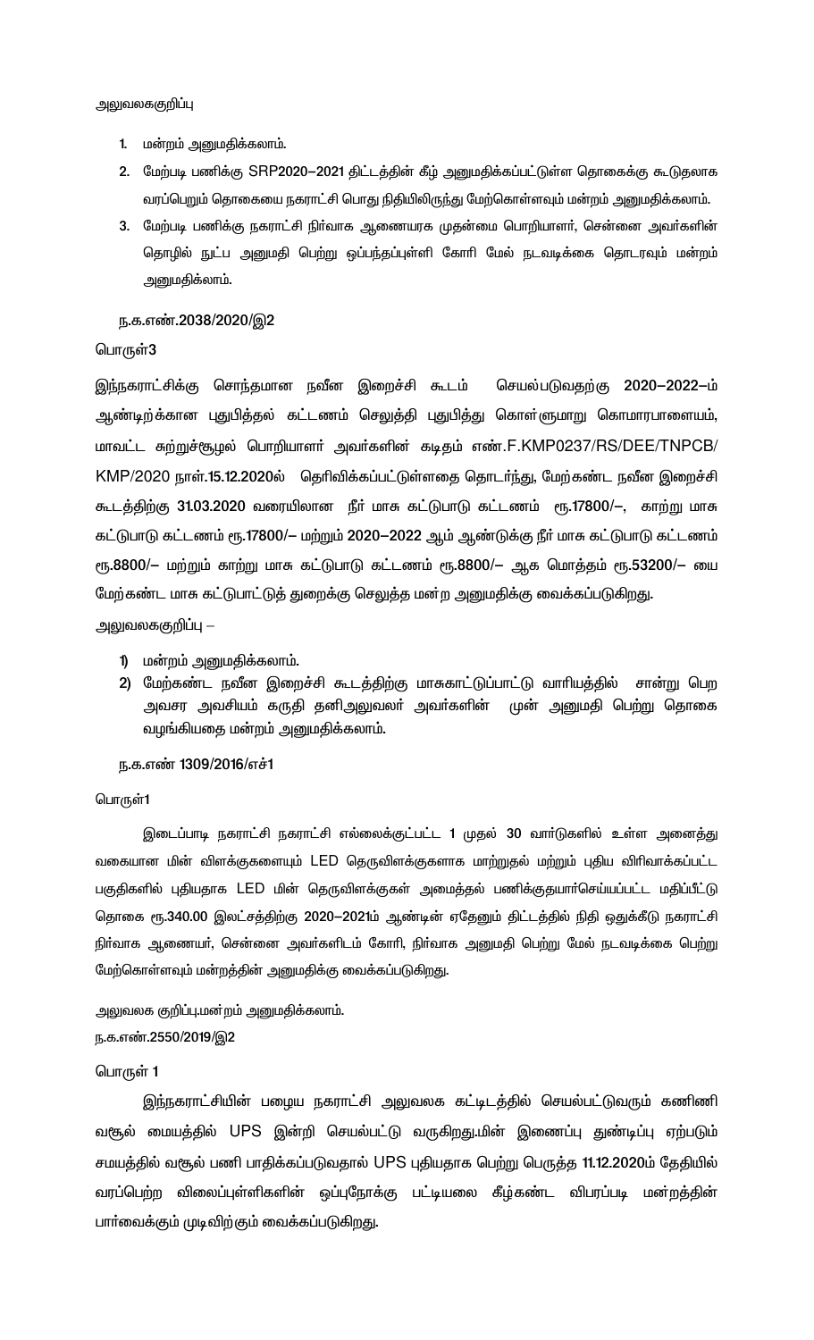அலுவலககுறிப்பு

1. மன்றம் அனுமதிக்கலாம்.
2. மேற்படி பணிக்கு SRP2020–2021 திட்டத்தின் கீழ் அனுமதிக்கப்பட்டுள்ள தொகைக்கு கூடுதலாக வரப்பெறும் தொகையை நகராட்சி பொது நிதியிலிருந்து மேற்கொள்ளவும் மன்றம் அனுமதிக்கலாம்.
3. மேற்படி பணிக்கு நகராட்சி நிர்வாக ஆணையரக முதன்மை பொறியாளர், சென்னை அவர்களின் தொழில் நுட்ப அனுமதி பெற்று ஒப்பந்தப்புள்ளி கோரி மேல் நடவடிக்கை தொடரவும் மன்றம் அனுமதிக்லாம்.

ந.க.எண்.2038/2020/இ2

பொருள்3

இந்நகராட்சிக்கு சொந்தமான நவீன இறைச்சி கூடம் செயல்படுவதற்கு 2020–2022–ம் ஆண்டிற்க்கான புதுபித்தல் கட்டணம் செலுத்தி புதுபித்து கொள்ளுமாறு கொமாரபாளையம், மாவட்ட சுற்றுச்சூழல் பொறியாளா் அவா்களின் கடிதம் எண்.F.KMP0237/RS/DEE/TNPCB/KMP/2020 நாள்.15.12.2020ல் தெரிவிக்கப்பட்டுள்ளதை தொடா்ந்து, மேற்கண்ட நவீன இறைச்சி கூடத்திற்கு 31.03.2020 வரையிலான நீா் மாசு கட்டுபாடு கட்டணம் ரூ.17800/–, காற்று மாசு கட்டுபாடு கட்டணம் ரூ.17800/– மற்றும் 2020–2022 ஆம் ஆண்டுக்கு நீா் மாசு கட்டுபாடு கட்டணம் ரூ.8800/– மற்றும் காற்று மாசு கட்டுபாடு கட்டணம் ரூ.8800/– ஆக மொத்தம் ரூ.53200/– யை மேற்கண்ட மாசு கட்டுபாட்டுத் துறைக்கு செலுத்த மன்ற அனுமதிக்கு வைக்கப்படுகிறது.

அலுவலககுறிப்பு –

1) மன்றம் அனுமதிக்கலாம்.
2) மேற்கண்ட நவீன இறைச்சி கூடத்திற்கு மாசுகாட்டுப்பாட்டு வாரியத்தில் சான்று பெற அவசர அவசியம் கருதி தனிஅலுவலா் அவா்களின் முன் அனுமதி பெற்று தொகை வழங்கியதை மன்றம் அனுமதிக்கலாம்.

ந.க.எண் 1309/2016/எச்1

பொருள்1

இடைப்பாடி நகராட்சி நகராட்சி எல்லைக்குட்பட்ட 1 முதல் 30 வாா்டுகளில் உள்ள அனைத்து வகையான மின் விளக்குகளையும் LED தெருவிளக்குகளாக மாற்றுதல் மற்றும் புதிய விரிவாக்கப்பட்ட பகுதிகளில் புதியதாக LED மின் தெருவிளக்குகள் அமைத்தல் பணிக்குதயாா்செய்யப்பட்ட மதிப்பீட்டு தொகை ரூ.340.00 இலட்சத்திற்கு 2020–2021ம் ஆண்டின் ஏதேனும் திட்டத்தில் நிதி ஒதுக்கீடு நகராட்சி நிா்வாக ஆணையா், சென்னை அவா்களிடம் கோரி, நிா்வாக அனுமதி பெற்று மேல் நடவடிக்கை பெற்று மேற்கொள்ளவும் மன்றத்தின் அனுமதிக்கு வைக்கப்படுகிறது.

அலுவலக குறிப்பு.மன்றம் அனுமதிக்கலாம்.

ந.க.எண்.2550/2019/இ2

பொருள் 1

இந்நகராட்சியின் பழைய நகராட்சி அலுவலக கட்டிடத்தில் செயல்பட்டுவரும் கணிணி வசூல் மையத்தில் UPS இன்றி செயல்பட்டு வருகிறது.மின் இணைப்பு துண்டிப்பு ஏற்படும் சமயத்தில் வசூல் பணி பாதிக்கப்படுவதால் UPS புதியதாக பெற்று பொருத்த 11.12.2020ம் தேதியில் வரப்பெற்ற விலைப்புள்ளிகளின் ஒப்புநோக்கு பட்டியலை கீழ்கண்ட விபரப்படி மன்றத்தின் பாா்வைக்கும் முடிவிற்கும் வைக்கப்படுகிறது.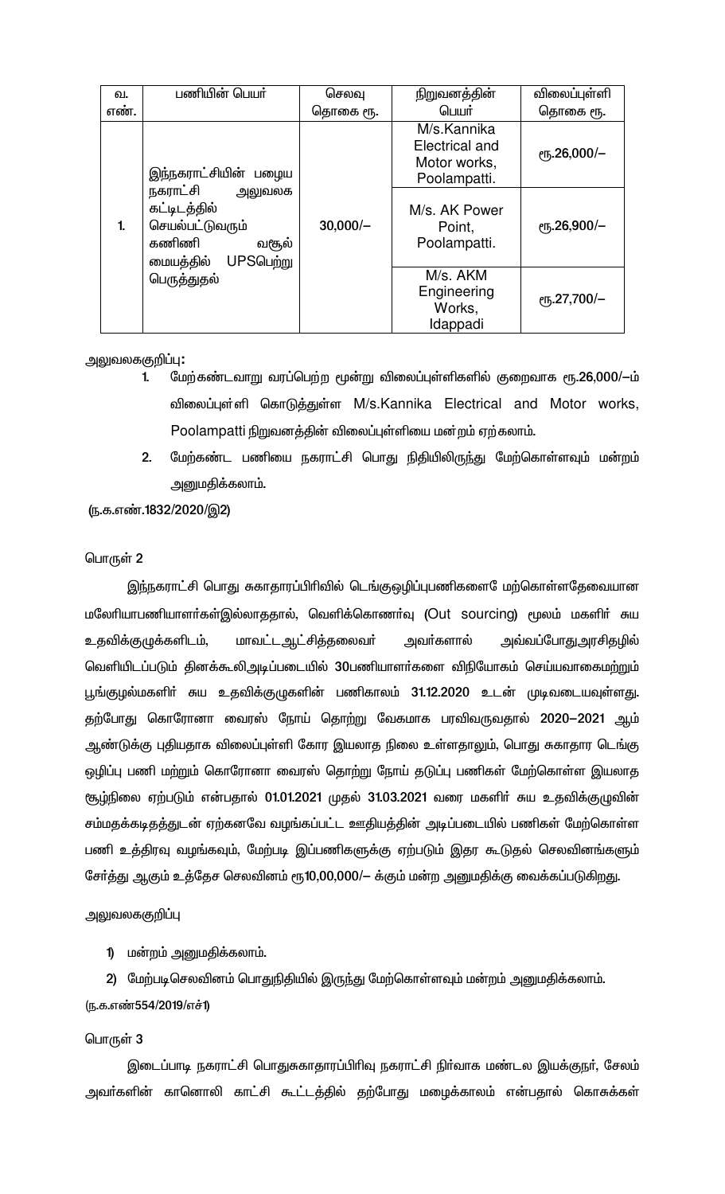| வ. எண். | பணியின் பெயர் | செலவு தொகை ரூ. | நிறுவனத்தின் பெயர் | விலைப்புள்ளி தொகை ரூ. |
|---|---|---|---|---|
| 1. | இந்நகராட்சியின் பழைய நகராட்சி அலுவலக கட்டிடத்தில் செயல்பட்டுவரும் கணிணி வசூல் மையத்தில் UPSபெற்று பெருத்துதல் | 30,000/– | M/s.Kannika Electrical and Motor works, Poolampatti. | ரூ.26,000/– |
| | | | M/s. AK Power Point, Poolampatti. | ரூ.26,900/– |
| | | | M/s. AKM Engineering Works, Idappadi | ரூ.27,700/– |

அலுவலககுறிப்பு:

1. மேற்கண்டவாறு வரப்பெற்ற மூன்று விலைப்புள்ளிகளில் குறைவாக ரூ.26,000/–ம் விலைப்புள்ளி கொடுத்துள்ள M/s.Kannika Electrical and Motor works, Poolampatti நிறுவனத்தின் விலைப்புள்ளியை மன்றம் ஏற்கலாம்.
2. மேற்கண்ட பணியை நகராட்சி பொது நிதியிலிருந்து மேற்கொள்ளவும் மன்றம் அனுமதிக்கலாம்.

(ந.க.எண்.1832/2020/இ2)

பொருள் 2

இந்நகராட்சி பொது சுகாதாரப்பிரிவில் டெங்குஒழிப்புபணிகளைமே மற்கொள்ளதேவையான மலேரியாபணியாளர்கள்இல்லாததால், வெளிக்கொணர்வு (Out sourcing) மூலம் மகளிர் சுய உதவிக்குழுக்களிடம், மாவட்டஆட்சித்தலைவர் அவர்களால் அவ்வப்போதுஅரசிதழில் வெளியிடப்படும் தினக்கூலிஅடிப்படையில் 30பணியாளர்களை விநியோகம் செய்யவாகைமற்றும் பூங்குழல்மகளிர் சுய உதவிக்குழுகளின் பணிகாலம் 31.12.2020 உடன் முடிவடையவுள்ளது. தற்போது கொரோனா வைரஸ் நோய் தொற்று வேகமாக பரவிவருவதால் 2020–2021 ஆம் ஆண்டுக்கு புதியதாக விலைப்புள்ளி கோர இயலாத நிலை உள்ளதாலும், பொது சுகாதார டெங்கு ஒழிப்பு பணி மற்றும் கொரோனா வைரஸ் தொற்று நோய் தடுப்பு பணிகள் மேற்கொள்ள இயலாத சூழ்நிலை ஏற்படும் என்பதால் 01.01.2021 முதல் 31.03.2021 வரை மகளிர் சுய உதவிக்குழுவின் சம்மதக்கடிதத்துடன் ஏற்கனவே வழங்கப்பட்ட ஊதியத்தின் அடிப்படையில் பணிகள் மேற்கொள்ள பணி உத்திரவு வழங்கவும், மேற்படி இப்பணிகளுக்கு ஏற்படும் இதர கூடுதல் செலவினங்களும் சேர்த்து ஆகும் உத்தேச செலவினம் ரூ10,00,000/– க்கும் மன்ற அனுமதிக்கு வைக்கப்படுகிறது.

அலுவலககுறிப்பு

1) மன்றம் அனுமதிக்கலாம்.

2) மேற்படிசெலவினம் பொதுநிதியில் இருந்து மேற்கொள்ளவும் மன்றம் அனுமதிக்கலாம்.

(ந.க.எண்554/2019/எச்1)

பொருள் 3

இடைப்பாடி நகராட்சி பொதுசுகாதாரப்பிரிவு நகராட்சி நிர்வாக மண்டல இயக்குநர், சேலம் அவர்களின் கானொலி காட்சி கூட்டத்தில் தற்போது மழைக்காலம் என்பதால் கொசுக்கள்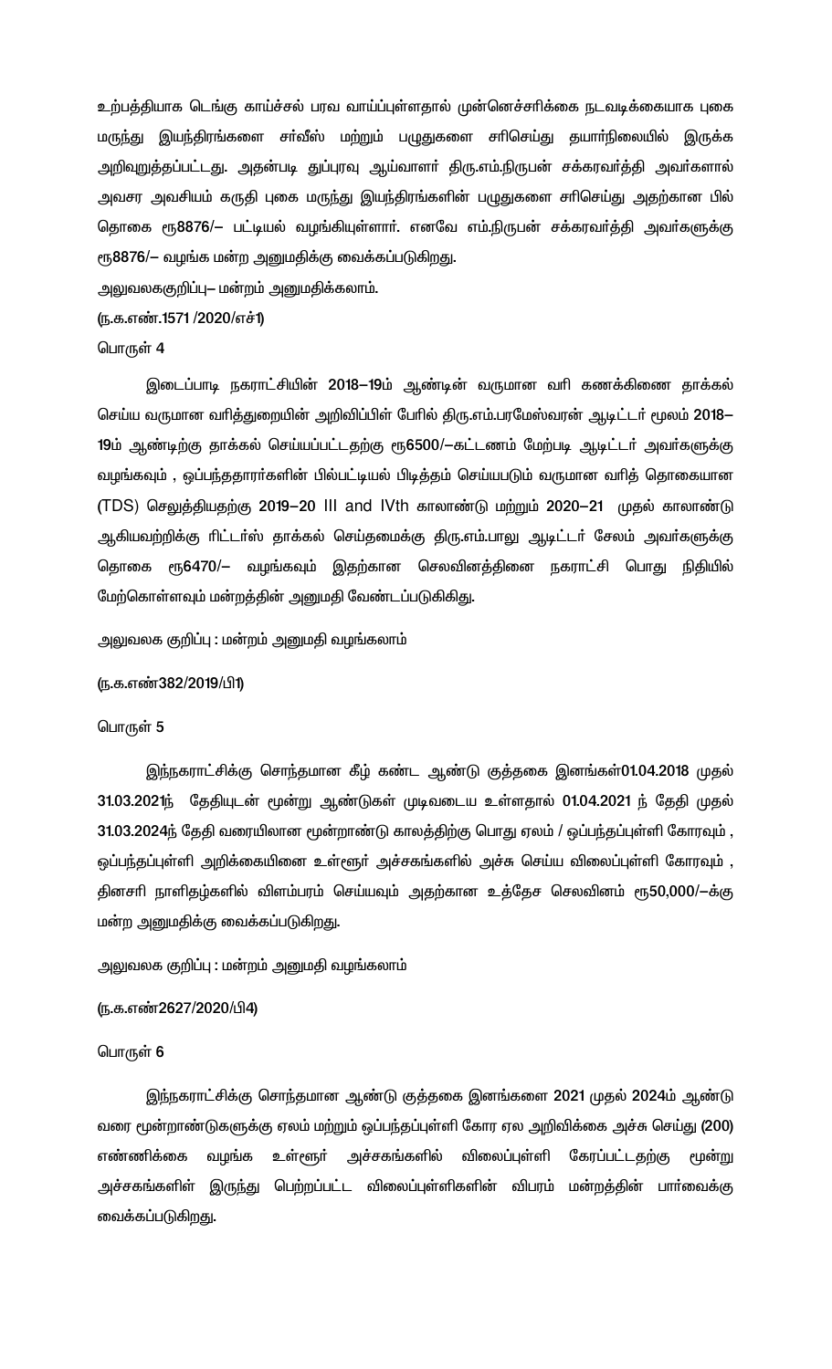உற்பத்தியாக டெங்கு காய்ச்சல் பரவ வாய்ப்புள்ளதால் முன்னெச்சரிக்கை நடவடிக்கையாக புகை மருந்து இயந்திரங்களை சர்வீஸ் மற்றும் பழுதுகளை சரிசெய்து தயார்நிலையில் இருக்க அறிவுறுத்தப்பட்டது. அதன்படி துப்புரவு ஆய்வாளர் திரு.எம்.நிருபன் சக்கரவர்த்தி அவர்களால் அவசர அவசியம் கருதி புகை மருந்து இயந்திரங்களின் பழுதுகளை சரிசெய்து அதற்கான பில் தொகை ரூ8876/– பட்டியல் வழங்கியுள்ளார். எனவே எம்.நிருபன் சக்கரவர்த்தி அவர்களுக்கு ரூ8876/– வழங்க மன்ற அனுமதிக்கு வைக்கப்படுகிறது.

அலுவலககுறிப்பு– மன்றம் அனுமதிக்கலாம்.

(ந.க.எண்.1571 /2020/எச்1)

பொருள் 4

இடைப்பாடி நகராட்சியின் 2018–19ம் ஆண்டின் வருமான வரி கணக்கினை தாக்கல் செய்ய வருமான வரித்துறையின் அறிவிப்பின் பேரில் திரு.எம்.பரமேஸ்வரன் ஆடிட்டர் மூலம் 2018–19ம் ஆண்டிற்கு தாக்கல் செய்யப்பட்டதற்கு ரூ6500/–கட்டணம் மேற்படி ஆடிட்டர் அவர்களுக்கு வழங்கவும் , ஒப்பந்ததாரர்களின் பில்பட்டியல் பிடித்தம் செய்யபடும் வருமான வரித் தொகையான (TDS) செலுத்தியதற்கு 2019–20 III and IVth காலாண்டு மற்றும் 2020–21 முதல் காலாண்டு ஆகியவற்றிக்கு ரிட்டர்ஸ் தாக்கல் செய்தமைக்கு திரு.எம்.பாலு ஆடிட்டர் சேலம் அவர்களுக்கு தொகை ரூ6470/– வழங்கவும் இதற்கான செலவினத்தினை நகராட்சி பொது நிதியில் மேற்கொள்ளவும் மன்றத்தின் அனுமதி வேண்டப்படுகிகிறது.

அலுவலக குறிப்பு : மன்றம் அனுமதி வழங்கலாம்

(ந.க.எண்382/2019/பி1)

பொருள் 5

இந்நகராட்சிக்கு சொந்தமான கீழ் கண்ட ஆண்டு குத்தகை இனங்கள்01.04.2018 முதல் 31.03.2021ந் தேதியுடன் மூன்று ஆண்டுகள் முடிவடைய உள்ளதால் 01.04.2021 ந் தேதி முதல் 31.03.2024ந் தேதி வரையிலான மூன்றாண்டு காலத்திற்கு பொது ஏலம் / ஒப்பந்தப்புள்ளி கோரவும் , ஒப்பந்தப்புள்ளி அறிக்கையினை உள்ளூர் அச்சகங்களில் அச்சு செய்ய விலைப்புள்ளி கோரவும் , தினசரி நாளிதழ்களில் விளம்பரம் செய்யவும் அதற்கான உத்தேச செலவினம் ரூ50,000/–க்கு மன்ற அனுமதிக்கு வைக்கப்படுகிறது.

அலுவலக குறிப்பு : மன்றம் அனுமதி வழங்கலாம்

(ந.க.எண்2627/2020/பி4)

பொருள் 6

இந்நகராட்சிக்கு சொந்தமான ஆண்டு குத்தகை இனங்களை 2021 முதல் 2024ம் ஆண்டு வரை மூன்றாண்டுகளுக்கு ஏலம் மற்றும் ஒப்பந்தப்புள்ளி கோர ஏல அறிவிக்கை அச்சு செய்து (200) எண்ணிக்கை வழங்க உள்ளூர் அச்சகங்களில் விலைப்புள்ளி கோரப்பட்டதற்கு மூன்று அச்சகங்களின் இருந்து பெற்றப்பட்ட விலைப்புள்ளிகளின் விபரம் மன்றத்தின் பார்வைக்கு வைக்கப்படுகிறது.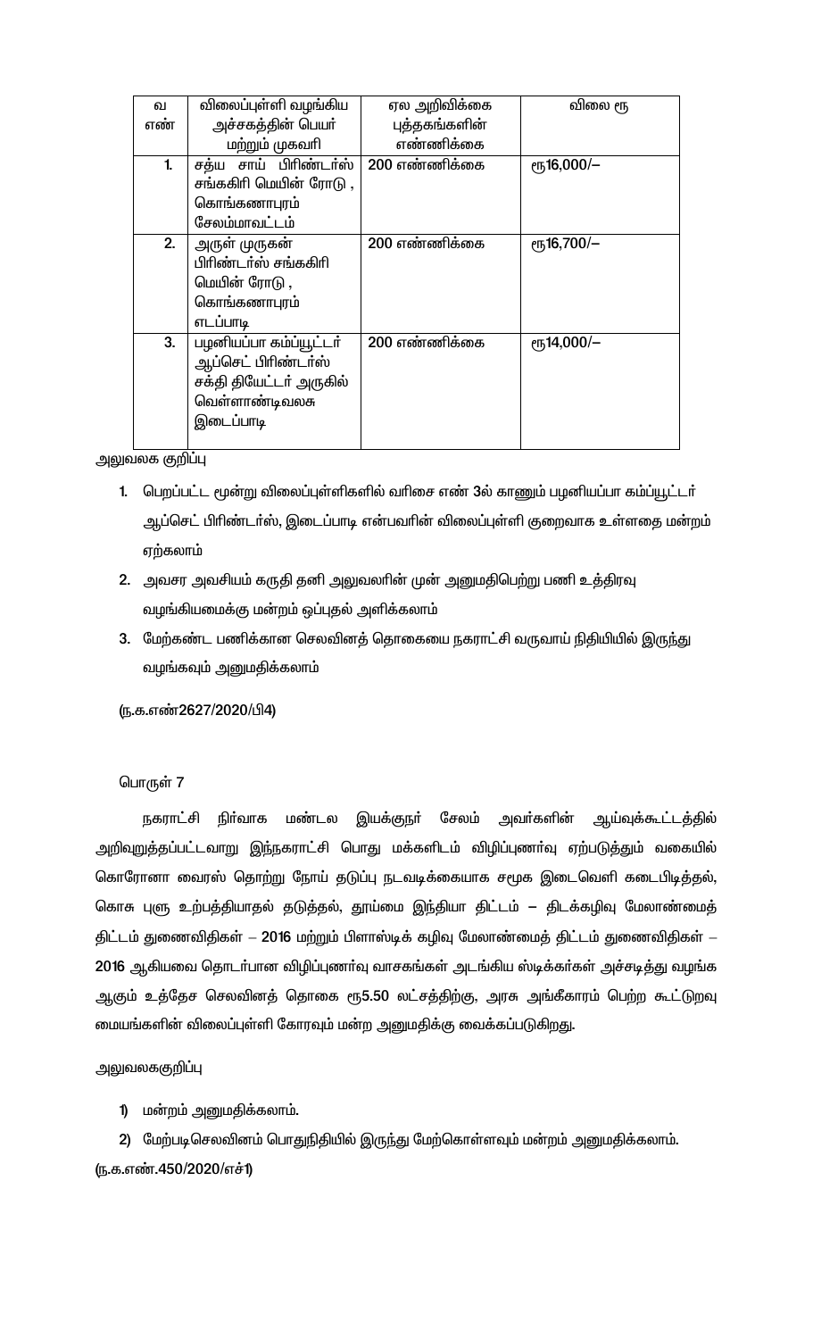| வ எண் | விலைப்புள்ளி வழங்கிய அச்சகத்தின் பெயர் மற்றும் முகவரி | ஏல அறிவிக்கை புத்தகங்களின் எண்ணிக்கை | விலை ரூ |
|---|---|---|---|
| 1. | சத்ய சாய் பிரிண்டர்ஸ் சங்ககிரி மெயின் ரோடு , கொங்கணாபுரம் சேலம்மாவட்டம் | 200 எண்ணிக்கை | ரூ16,000/– |
| 2. | அருள் முருகன் பிரிண்டர்ஸ் சங்ககிரி மெயின் ரோடு , கொங்கணாபுரம் எடப்பாடி | 200 எண்ணிக்கை | ரூ16,700/– |
| 3. | பழனியப்பா கம்ப்யூட்டர் ஆப்செட் பிரிண்டர்ஸ் சக்தி தியேட்டர் அருகில் வெள்ளாண்டிவலசு இடைப்பாடி | 200 எண்ணிக்கை | ரூ14,000/– |

அலுவலக குறிப்பு

1. பெறப்பட்ட மூன்று விலைப்புள்ளிகளில் வரிசை எண் 3ல் காணும் பழனியப்பா கம்ப்யூட்டர் ஆப்செட் பிரிண்டர்ஸ், இடைப்பாடி என்பவரின் விலைப்புள்ளி குறைவாக உள்ளதை மன்றம் ஏற்கலாம்
2. அவசர அவசியம் கருதி தனி அலுவலரின் முன் அனுமதிபெற்று பணி உத்திரவு வழங்கியமைக்கு மன்றம் ஒப்புதல் அளிக்கலாம்
3. மேற்கண்ட பணிக்கான செலவினத் தொகையை நகராட்சி வருவாய் நிதியியில் இருந்து வழங்கவும் அனுமதிக்கலாம்

(ந.க.எண்2627/2020/பி4)

பொருள் 7

நகராட்சி நிர்வாக மண்டல இயக்குநர் சேலம் அவர்களின் ஆய்வுக்கூட்டத்தில் அறிவுறுத்தப்பட்டவாறு இந்நகராட்சி பொது மக்களிடம் விழிப்புணர்வு ஏற்படுத்தும் வகையில் கொரோனா வைரஸ் தொற்று நோய் தடுப்பு நடவடிக்கையாக சமூக இடைவெளி கடைபிடித்தல், கொசு புளு உற்பத்தியாதல் தடுத்தல், தூய்மை இந்தியா திட்டம் – திடக்கழிவு மேலாண்மைத் திட்டம் துணைவிதிகள் – 2016 மற்றும் பிளாஸ்டிக் கழிவு மேலாண்மைத் திட்டம் துணைவிதிகள் – 2016 ஆகியவை தொடர்பான விழிப்புணர்வு வாசகங்கள் அடங்கிய ஸ்டிக்கர்கள் அச்சடித்து வழங்க ஆகும் உத்தேச செலவினத் தொகை ரூ5.50 லட்சத்திற்கு, அரசு அங்கீகாரம் பெற்ற கூட்டுறவு மையங்களின் விலைப்புள்ளி கோரவும் மன்ற அனுமதிக்கு வைக்கப்படுகிறது.

அலுவலககுறிப்பு

1) மன்றம் அனுமதிக்கலாம்.

2) மேற்படிசெலவினம் பொதுநிதியில் இருந்து மேற்கொள்ளவும் மன்றம் அனுமதிக்கலாம்.

(ந.க.எண்.450/2020/எச்1)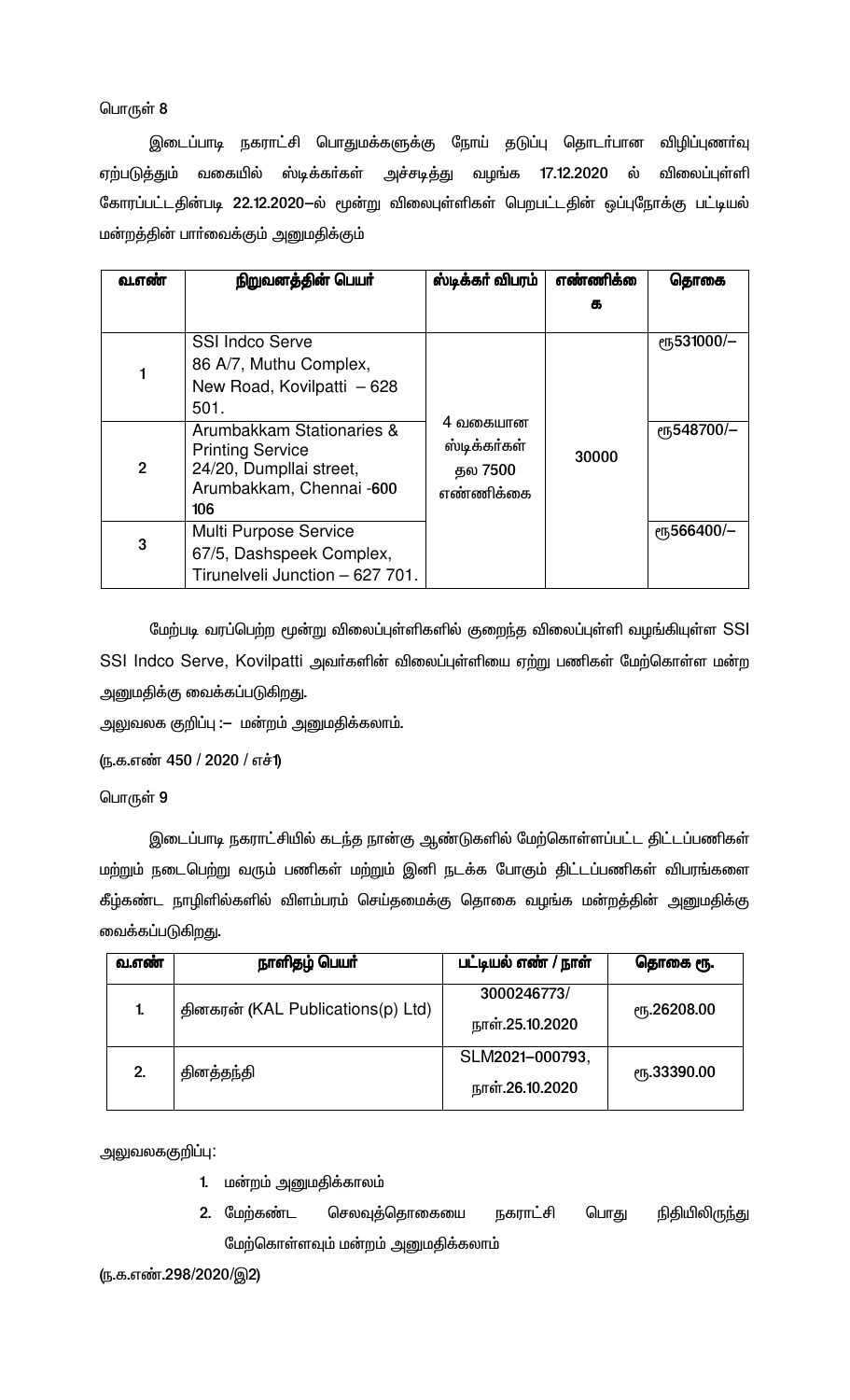பொருள் 8

இடைப்பாடி நகராட்சி பொதுமக்களுக்கு நோய் தடுப்பு தொடர்பான விழிப்புணர்வு ஏற்படுத்தும் வகையில் ஸ்டிக்கர்கள் அச்சடித்து வழங்க 17.12.2020 ல் விலைப்புள்ளி கோரப்பட்டதின்படி 22.12.2020–ல் மூன்று விலைபுள்ளிகள் பெறபட்டதின் ஒப்புநோக்கு பட்டியல் மன்றத்தின் பார்வைக்கும் அனுமதிக்கும்

| வ.எண் | நிறுவனத்தின் பெயர் | ஸ்டிக்கர் விபரம் | எண்ணிக்கை | தொகை |
|---|---|---|---|---|
| 1 | SSI Indco Serve 86 A/7, Muthu Complex, New Road, Kovilpatti – 628 501. | 4 வகையான ஸ்டிக்கர்கள் தல 7500 எண்ணிக்கை | 30000 | ரூ531000/– |
| 2 | Arumbakkam Stationaries & Printing Service 24/20, Dumpllai street, Arumbakkam, Chennai -600 106 | | | ரூ548700/– |
| 3 | Multi Purpose Service 67/5, Dashspeek Complex, Tirunelveli Junction – 627 701. | | | ரூ566400/– |

மேற்படி வரப்பெற்ற மூன்று விலைப்புள்ளிகளில் குறைந்த விலைப்புள்ளி வழங்கியுள்ள SSI SSI Indco Serve, Kovilpatti அவர்களின் விலைப்புள்ளியை ஏற்று பணிகள் மேற்கொள்ள மன்ற அனுமதிக்கு வைக்கப்படுகிறது.

அலுவலக குறிப்பு :– மன்றம் அனுமதிக்கலாம்.

(ந.க.எண் 450 / 2020 / எச்1)

பொருள் 9

இடைப்பாடி நகராட்சியில் கடந்த நான்கு ஆண்டுகளில் மேற்கொள்ளப்பட்ட திட்டப்பணிகள் மற்றும் நடைபெற்று வரும் பணிகள் மற்றும் இனி நடக்க போகும் திட்டப்பணிகள் விபரங்களை கீழ்கண்ட நாழிளில்களில் விளம்பரம் செய்தமைக்கு தொகை வழங்க மன்றத்தின் அனுமதிக்கு வைக்கப்படுகிறது.

| வ.எண் | நாளிதழ் பெயர் | பட்டியல் எண் / நாள் | தொகை ரூ. |
|---|---|---|---|
| 1. | தினகரன் (KAL Publications(p) Ltd) | 3000246773/ நாள்.25.10.2020 | ரூ.26208.00 |
| 2. | தினத்தந்தி | SLM2021–000793, நாள்.26.10.2020 | ரூ.33390.00 |

அலுவலககுறிப்பு:

1. மன்றம் அனுமதிக்காலம்
2. மேற்கண்ட செலவுத்தொகையை நகராட்சி பொது நிதியிலிருந்து மேற்கொள்ளவும் மன்றம் அனுமதிக்கலாம்

(ந.க.எண்.298/2020/இ2)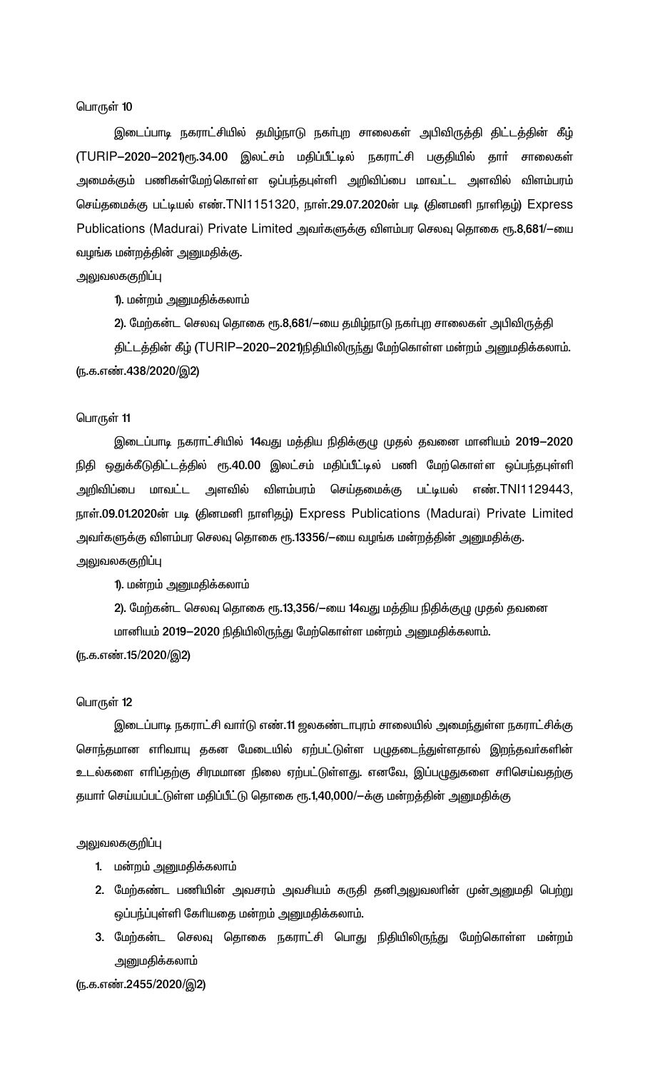பொருள் 10

இடைப்பாடி நகராட்சியில் தமிழ்நாடு நகர்புற சாலைகள் அபிவிருத்தி திட்டத்தின் கீழ் (TURIP–2020–2021)ரூ.34.00 இலட்சம் மதிப்பீட்டில் நகராட்சி பகுதியில் தார் சாலைகள் அமைக்கும் பணிகள்மேற்கொள்ள ஒப்பந்தபுள்ளி அறிவிப்பை மாவட்ட அளவில் விளம்பரம் செய்தமைக்கு பட்டியல் எண்.TNI1151320, நாள்.29.07.2020ன் படி (தினமனி நாளிதழ்) Express Publications (Madurai) Private Limited அவர்களுக்கு விளம்பர செலவு தொகை ரூ.8,681/–யை வழங்க மன்றத்தின் அனுமதிக்கு.

அலுவலககுறிப்பு

1). மன்றம் அனுமதிக்கலாம்

2). மேற்கண்ட செலவு தொகை ரூ.8,681/–யை தமிழ்நாடு நகர்புற சாலைகள் அபிவிருத்தி திட்டத்தின் கீழ் (TURIP–2020–2021)நிதியிலிருந்து மேற்கொள்ள மன்றம் அனுமதிக்கலாம்.

(ந.க.எண்.438/2020/இ2)

பொருள் 11

இடைப்பாடி நகராட்சியில் 14வது மத்திய நிதிக்குழு முதல் தவனை மானியம் 2019–2020 நிதி ஒதுக்கீடுதிட்டத்தில் ரூ.40.00 இலட்சம் மதிப்பீட்டில் பணி மேற்கொள்ள ஒப்பந்தபுள்ளி அறிவிப்பை மாவட்ட அளவில் விளம்பரம் செய்தமைக்கு பட்டியல் எண்.TNI1129443, நாள்.09.01.2020ன் படி (தினமனி நாளிதழ்) Express Publications (Madurai) Private Limited அவர்களுக்கு விளம்பர செலவு தொகை ரூ.13356/–யை வழங்க மன்றத்தின் அனுமதிக்கு.

அலுவலககுறிப்பு

1). மன்றம் அனுமதிக்கலாம்

2). மேற்கண்ட செலவு தொகை ரூ.13,356/–யை 14வது மத்திய நிதிக்குழு முதல் தவனை மானியம் 2019–2020 நிதியிலிருந்து மேற்கொள்ள மன்றம் அனுமதிக்கலாம்.

(ந.க.எண்.15/2020/இ2)

பொருள் 12

இடைப்பாடி நகராட்சி வார்டு எண்.11 ஜலகண்டாபுரம் சாலையில் அமைந்துள்ள நகராட்சிக்கு சொந்தமான எரிவாயு தகன மேடையில் ஏற்பட்டுள்ள பழுதடைந்துள்ளதால் இறந்தவர்களின் உடல்களை எரிப்தற்கு சிரமமான நிலை ஏற்பட்டுள்ளது. எனவே, இப்பழுதுகளை சரிசெய்வதற்கு தயார் செய்யப்பட்டுள்ள மதிப்பீட்டு தொகை ரூ.1,40,000/–க்கு மன்றத்தின் அனுமதிக்கு

அலுவலககுறிப்பு

1. மன்றம் அனுமதிக்கலாம்
2. மேற்கண்ட பணியின் அவசரம் அவசியம் கருதி தனிஅலுவலரின் முன்அனுமதி பெற்று ஒப்பந்தப்புள்ளி கோரியதை மன்றம் அனுமதிக்கலாம்.
3. மேற்கண்ட செலவு தொகை நகராட்சி பொது நிதியிலிருந்து மேற்கொள்ள மன்றம் அனுமதிக்கலாம்

(ந.க.எண்.2455/2020/இ2)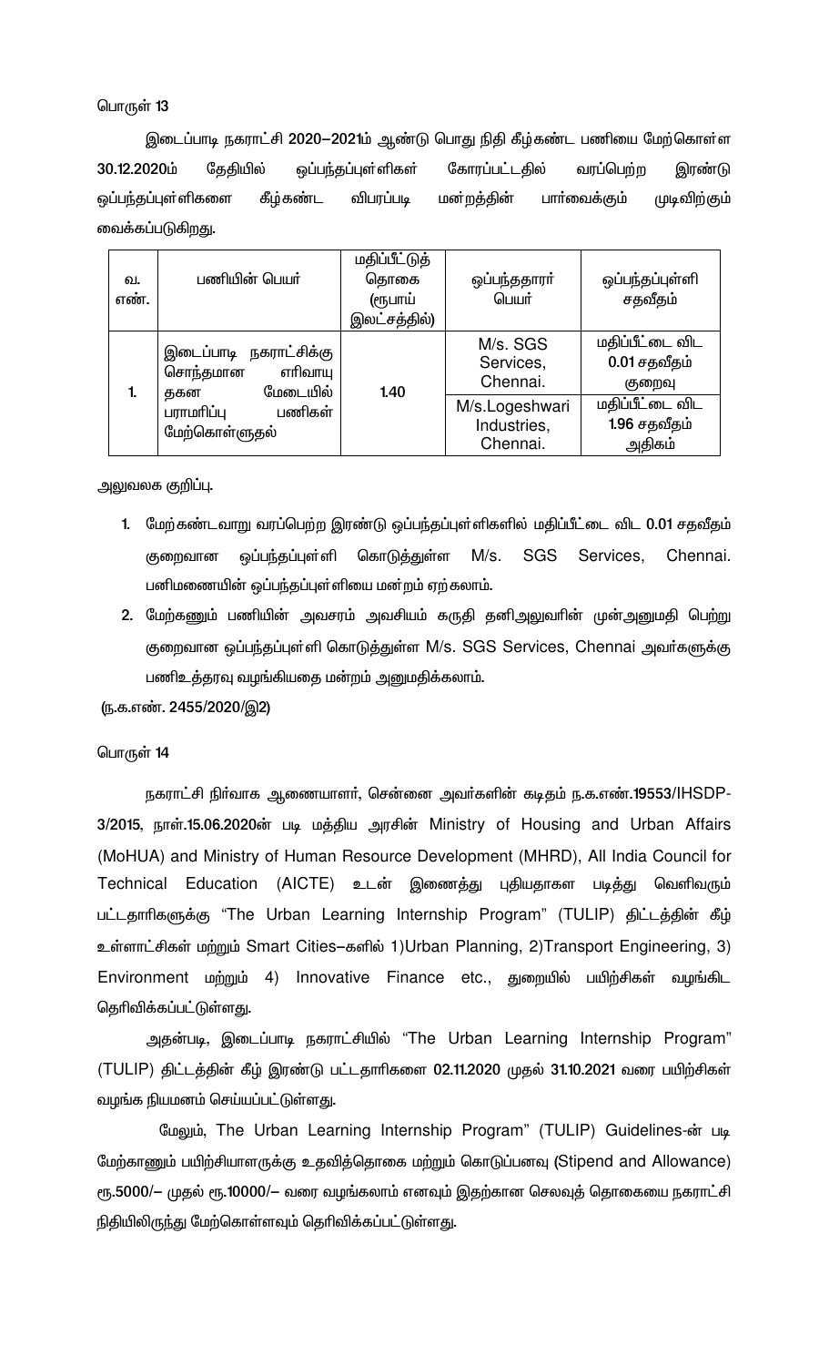பொருள் 13

இடைப்பாடி நகராட்சி 2020–2021ம் ஆண்டு பொது நிதி கீழ்கண்ட பணியை மேற்கொள்ள 30.12.2020ம் தேதியில் ஒப்பந்தப்புள்ளிகள் கோரப்பட்டதில் வரப்பெற்ற இரண்டு ஒப்பந்தப்புள்ளிகளை கீழ்கண்ட விபரப்படி மன்றத்தின் பார்வைக்கும் முடிவிற்கும் வைக்கப்படுகிறது.

| வ. எண். | பணியின் பெயர் | மதிப்பீட்டுத் தொகை (ரூபாய் இலட்சத்தில்) | ஒப்பந்ததாரர் பெயர் | ஒப்பந்தப்புள்ளி சதவீதம் |
|---|---|---|---|---|
| 1. | இடைப்பாடி நகராட்சிக்கு சொந்தமான எரிவாயு தகன மேடையில் பராமரிப்பு பணிகள் மேற்கொள்ளுதல் | 1.40 | M/s. SGS Services, Chennai. | மதிப்பீட்டை விட 0.01 சதவீதம் குறைவு |
| | | | M/s.Logeshwari Industries, Chennai. | மதிப்பீட்டை விட 1.96 சதவீதம் அதிகம் |

அலுவலக குறிப்பு.

1. மேற்கண்டவாறு வரப்பெற்ற இரண்டு ஒப்பந்தப்புள்ளிகளில் மதிப்பீட்டை விட 0.01 சதவீதம் குறைவான ஒப்பந்தப்புள்ளி கொடுத்துள்ள M/s. SGS Services, Chennai. பனிமணையின் ஒப்பந்தப்புள்ளியை மன்றம் ஏற்கலாம்.
2. மேற்கணும் பணியின் அவசரம் அவசியம் கருதி தனிஅலுவரின் முன்அனுமதி பெற்று குறைவான ஒப்பந்தப்புள்ளி கொடுத்துள்ள M/s. SGS Services, Chennai அவர்களுக்கு பணிஉத்தரவு வழங்கியதை மன்றம் அனுமதிக்கலாம்.

(ந.க.எண். 2455/2020/இ2)

பொருள் 14

நகராட்சி நிர்வாக ஆணையாளர், சென்னை அவர்களின் கடிதம் ந.க.எண்.19553/IHSDP-3/2015, நாள்.15.06.2020ன் படி மத்திய அரசின் Ministry of Housing and Urban Affairs (MoHUA) and Ministry of Human Resource Development (MHRD), All India Council for Technical Education (AICTE) உடன் இணைத்து புதியதாகள படித்து வெளிவரும் பட்டதாரிகளுக்கு "The Urban Learning Internship Program" (TULIP) திட்டத்தின் கீழ் உள்ளாட்சிகள் மற்றும் Smart Cities–களில் 1)Urban Planning, 2)Transport Engineering, 3) Environment மற்றும் 4) Innovative Finance etc., துறையில் பயிற்சிகள் வழங்கிட தெரிவிக்கப்பட்டுள்ளது.

அதன்படி, இடைப்பாடி நகராட்சியில் "The Urban Learning Internship Program" (TULIP) திட்டத்தின் கீழ் இரண்டு பட்டதாரிகளை 02.11.2020 முதல் 31.10.2021 வரை பயிற்சிகள் வழங்க நியமனம் செய்யப்பட்டுள்ளது.

மேலும், The Urban Learning Internship Program" (TULIP) Guidelines-ன் படி மேற்காணும் பயிற்சியாளருக்கு உதவித்தொகை மற்றும் கொடுப்பனவு (Stipend and Allowance) ரூ.5000/– முதல் ரூ.10000/– வரை வழங்கலாம் எனவும் இதற்கான செலவுத் தொகையை நகராட்சி நிதியிலிருந்து மேற்கொள்ளவும் தெரிவிக்கப்பட்டுள்ளது.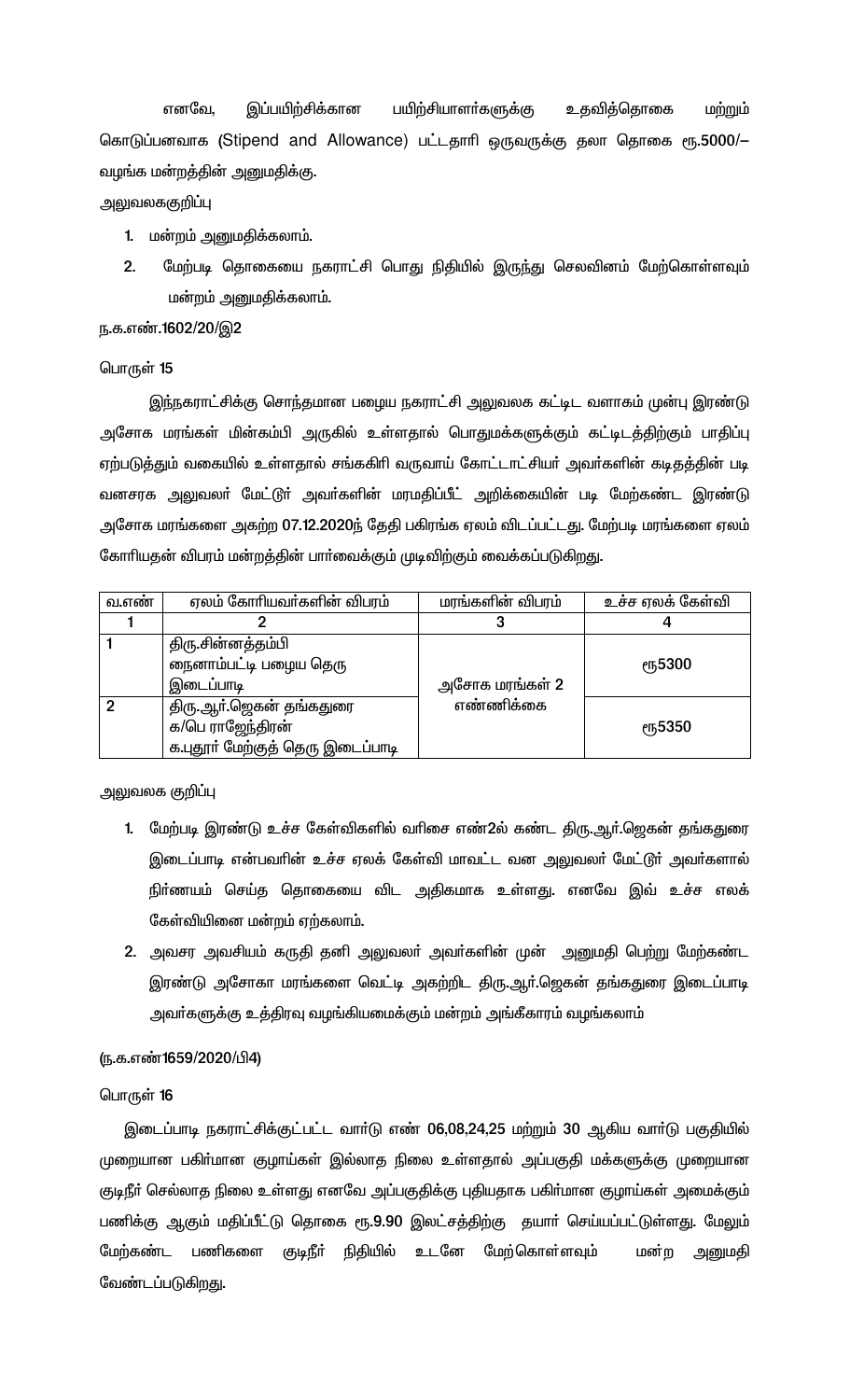எனவே, இப்பயிற்சிக்கான பயிற்சியாளர்களுக்கு உதவித்தொகை மற்றும் கொடுப்பனவாக (Stipend and Allowance) பட்டதாரி ஒருவருக்கு தலா தொகை ரூ.5000/– வழங்க மன்றத்தின் அனுமதிக்கு.

அலுவலககுறிப்பு

1. மன்றம் அனுமதிக்கலாம்.
2. மேற்படி தொகையை நகராட்சி பொது நிதியில் இருந்து செலவினம் மேற்கொள்ளவும் மன்றம் அனுமதிக்கலாம்.

ந.க.எண்.1602/20/இ2

பொருள் 15

இந்நகராட்சிக்கு சொந்தமான பழைய நகராட்சி அலுவலக கட்டிட வளாகம் முன்பு இரண்டு அசோக மரங்கள் மின்கம்பி அருகில் உள்ளதால் பொதுமக்களுக்கும் கட்டிடத்திற்கும் பாதிப்பு ஏற்படுத்தும் வகையில் உள்ளதால் சங்ககிரி வருவாய் கோட்டாட்சியர் அவர்களின் கடிதத்தின் படி வனசரக அலுவலர் மேட்டூர் அவர்களின் மரமதிப்பீட் அறிக்கையின் படி மேற்கண்ட இரண்டு அசோக மரங்களை அகற்ற 07.12.2020ந் தேதி பகிரங்க ஏலம் விடப்பட்டது. மேற்படி மரங்களை ஏலம் கோரியதன் விபரம் மன்றத்தின் பார்வைக்கும் முடிவிற்கும் வைக்கப்படுகிறது.

| வ.எண் | ஏலம் கோரியவர்களின் விபரம் | மரங்களின் விபரம் | உச்ச ஏலக் கேள்வி |
|---|---|---|---|
| 1 | 2 | 3 | 4 |
| 1 | திரு.சின்னத்தம்பி நைனாம்பட்டி பழைய தெரு இடைப்பாடி | அசோக மரங்கள் 2 எண்ணிக்கை | ரூ5300 |
| 2 | திரு.ஆர்.ஜெகன் தங்கதுரை க/பெ ராஜேந்திரன் க.புதூர் மேற்குத் தெரு இடைப்பாடி | | ரூ5350 |

அலுவலக குறிப்பு

1. மேற்படி இரண்டு உச்ச கேள்விகளில் வரிசை எண்2ல் கண்ட திரு.ஆர்.ஜெகன் தங்கதுரை இடைப்பாடி என்பவரின் உச்ச ஏலக் கேள்வி மாவட்ட வன அலுவலர் மேட்டூர் அவர்களால் நிர்ணயம் செய்த தொகையை விட அதிகமாக உள்ளது. எனவே இவ் உச்ச எலக் கேள்வியினை மன்றம் ஏற்கலாம்.
2. அவசர அவசியம் கருதி தனி அலுவலர் அவர்களின் முன் அனுமதி பெற்று மேற்கண்ட இரண்டு அசோகா மரங்களை வெட்டி அகற்றிட திரு.ஆர்.ஜெகன் தங்கதுரை இடைப்பாடி அவர்களுக்கு உத்திரவு வழங்கியமைக்கும் மன்றம் அங்கீகாரம் வழங்கலாம்

(ந.க.எண்1659/2020/பி4)

பொருள் 16

இடைப்பாடி நகராட்சிக்குட்பட்ட வார்டு எண் 06,08,24,25 மற்றும் 30 ஆகிய வார்டு பகுதியில் முறையான பகிர்மான குழாய்கள் இல்லாத நிலை உள்ளதால் அப்பகுதி மக்களுக்கு முறையான குடிநீர் செல்லாத நிலை உள்ளது எனவே அப்பகுதிக்கு புதியதாக பகிர்மான குழாய்கள் அமைக்கும் பணிக்கு ஆகும் மதிப்பீட்டு தொகை ரூ.9.90 இலட்சத்திற்கு தயார் செய்யப்பட்டுள்ளது. மேலும் மேற்கண்ட பணிகளை குடிநீர் நிதியில் உடனே மேற்கொள்ளவும் மன்ற அனுமதி வேண்டப்படுகிறது.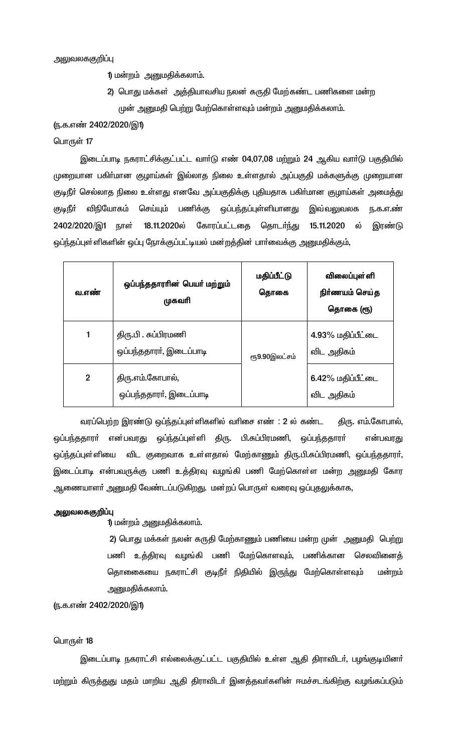அலுவலககுறிப்பு

1) மன்றம் அனுமதிக்கலாம்.

2) பொது மக்கள் அத்தியாவசிய நலன் கருதி மேற்கண்ட பணிகளை மன்ற முன் அனுமதி பெற்று மேற்கொள்ளவும் மன்றம் அனுமதிக்கலாம்.

(ந.க.எண் 2402/2020/இ1)

பொருள் 17

இடைப்பாடி நகராட்சிக்குட்பட்ட வார்டு எண் 04,07,08 மற்றும் 24 ஆகிய வார்டு பகுதியில் முறையான பகிர்மான குழாய்கள் இல்லாத நிலை உள்ளதால் அப்பகுதி மக்களுக்கு முறையான குடிநீர் செல்லாத நிலை உள்ளது எனவே அப்பகுதிக்கு புதியதாக பகிர்மான குழாய்கள் அமைத்து குடிநீர் விநியோகம் செய்யும் பணிக்கு ஒப்பந்தப்புள்ளியானது இவ்வலுவலக ந.க.எ.ண் 2402/2020/இ1 நாள் 18.11.2020ல் கோரப்பட்டதை தொடர்ந்து 15.11.2020 ல் இரண்டு ஒப்ந்தப்புள்ளிகளின் ஒப்பு நோக்குப்பட்டியல் மன்றத்தின் பார்வைக்கு அனுமதிக்கும்,

| வ.எண் | ஒப்பந்ததாரரின் பெயர் மற்றும் முகவரி | மதிப்பீட்டு தொகை | விலைப்புள்ளி நிர்ணயம் செய்த தொகை (ரூ) |
|---|---|---|---|
| 1 | திரு.பி . சுப்பிரமணி ஒப்பந்ததாரர், இடைப்பாடி | ரூ9.90இலட்சம் | 4.93% மதிப்பீட்டை விட அதிகம் |
| 2 | திரு.எம்.கோபால், ஒப்பந்ததாரர், இடைப்பாடி | | 6.42% மதிப்பீட்டை விட அதிகம் |

வரப்பெற்ற இரண்டு ஒப்ந்தப்புள்ளிகளில் வரிசை எண் : 2 ல் கண்ட திரு. எம்.கோபால், ஒப்பந்ததாரர் என்பவரது ஒப்ந்தப்புள்ளி திரு. பி.சுப்பிரமணி, ஒப்பந்ததாரர் என்பவரது ஒப்ந்தப்புள்ளியை விட குறைவாக உள்ளதால் மேற்காணும் திரு.பி.சுப்பிரமணி, ஒப்பந்ததாரர், இடைப்பாடி என்பவருக்கு பணி உத்திரவு வழங்கி பணி மேற்கொள்ள மன்ற அனுமதி கோர ஆணையாளர் அனுமதி வேண்டப்படுகிறது. மன்றப் பொருள் வரைவு ஒப்புதலுக்காக,

**அலுவலககுறிப்பு**

1) மன்றம் அனுமதிக்கலாம்.

2) பொது மக்கள் நலன் கருதி மேற்காணும் பணியை மன்ற முன் அனுமதி பெற்று பணி உத்திரவு வழங்கி பணி மேற்கொள்ளவும், பணிக்கான செலவினைத் தொகையை நகராட்சி குடிநீர் நிதியில் இருந்து மேற்கொள்ளவும் மன்றம் அனுமதிக்கலாம்.

(ந.க.எண் 2402/2020/இ1)

பொருள் 18

இடைப்பாடி நகராட்சி எல்லைக்குட்பட்ட பகுதியில் உள்ள ஆதி திராவிடர், பழங்குடியினர் மற்றும் கிருத்துது மதம் மாறிய ஆதி திராவிடர் இனத்தவர்களின் ஈமச்சடங்கிற்கு வழங்கப்படும்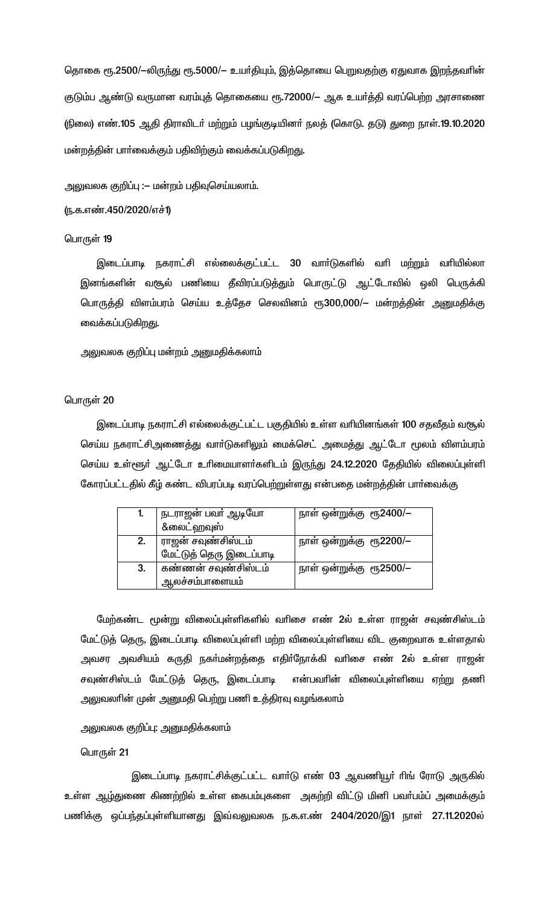தொகை ரூ.2500/—லிருந்து ரூ.5000/— உயர்தியும், இத்தொகை பெறுவதற்கு ஏதுவாக இறந்தவரின் குடும்ப ஆண்டு வருமான வரம்புத் தொகையை ரூ.72000/— ஆக உயர்த்தி வரப்பெற்ற அரசாணை (நிலை) எண்.105 ஆதி திராவிடர் மற்றும் பழங்குடியினர் நலத் (கொடு. தடு) துறை நாள்.19.10.2020 மன்றத்தின் பார்வைக்கும் பதிவிற்கும் வைக்கப்படுகிறது.

அலுவலக குறிப்பு :— மன்றம் பதிவுசெய்யலாம்.

(ந.க.எண்.450/2020/எச்1)

பொருள் 19

இடைப்பாடி நகராட்சி எல்லைக்குட்பட்ட 30 வார்டுகளில் வரி மற்றும் வரியில்லா இனங்களின் வசூல் பணியை தீவிரப்படுத்தும் பொருட்டு ஆட்டோவில் ஒலி பெருக்கி பொருத்தி விளம்பரம் செய்ய உத்தேச செலவினம் ரூ300,000/— மன்றத்தின் அனுமதிக்கு வைக்கப்படுகிறது.

அலுவலக குறிப்பு மன்றம் அனுமதிக்கலாம்

பொருள் 20

இடைப்பாடி நகராட்சி எல்லைக்குட்பட்ட பகுதியில் உள்ள வரியினங்கள் 100 சதவீதம் வசூல் செய்ய நகராட்சிஅணைத்து வார்டுகளிலும் மைக்செட் அமைத்து ஆட்டோ மூலம் விளம்பரம் செய்ய உள்ளூர் ஆட்டோ உரிமையாளர்களிடம் இருந்து 24.12.2020 தேதியில் விலைப்புள்ளி கோரப்பட்டதில் கீழ் கண்ட விபரப்படி வரப்பெற்றுள்ளது என்பதை மன்றத்தின் பார்வைக்கு

| | | |
|---|---|---|
| 1. | நடராஜன் பவர் ஆடியோ &லைட்ஹவுஸ் | நாள் ஒன்றுக்கு ரூ2400/— |
| 2. | ராஜன் சவுண்சிஸ்டம் மேட்டுத் தெரு இடைப்பாடி | நாள் ஒன்றுக்கு ரூ2200/— |
| 3. | கண்ணன் சவுண்சிஸ்டம் ஆலச்சம்பாளையம் | நாள் ஒன்றுக்கு ரூ2500/— |

மேற்கண்ட மூன்று விலைப்புள்ளிகளில் வரிசை எண் 2ல் உள்ள ராஜன் சவுண்சிஸ்டம் மேட்டுத் தெரு, இடைப்பாடி விலைப்புள்ளி மற்ற விலைப்புள்ளியை விட குறைவாக உள்ளதால் அவசர அவசியம் கருதி நகர்மன்றத்தை எதிர்நோக்கி வரிசை எண் 2ல் உள்ள ராஜன் சவுண்சிஸ்டம் மேட்டுத் தெரு, இடைப்பாடி என்பவரின் விலைப்புள்ளியை ஏற்று தனி அலுவலரின் முன் அனுமதி பெற்று பணி உத்திரவு வழங்கலாம்

அலுவலக குறிப்பு: அனுமதிக்கலாம்

பொருள் 21

இடைப்பாடி நகராட்சிக்குட்பட்ட வார்டு எண் 03 ஆவணியூர் ரிங் ரோடு அருகில் உள்ள ஆழ்துணை கிணற்றில் உள்ள கைபம்புகளை அகற்றி விட்டு மினி பவர்பம்ப் அமைக்கும் பணிக்கு ஒப்பந்தப்புள்ளியானது இவ்வலுவலக ந.க.எண் 2404/2020/இ1 நாள் 27.11.2020ல்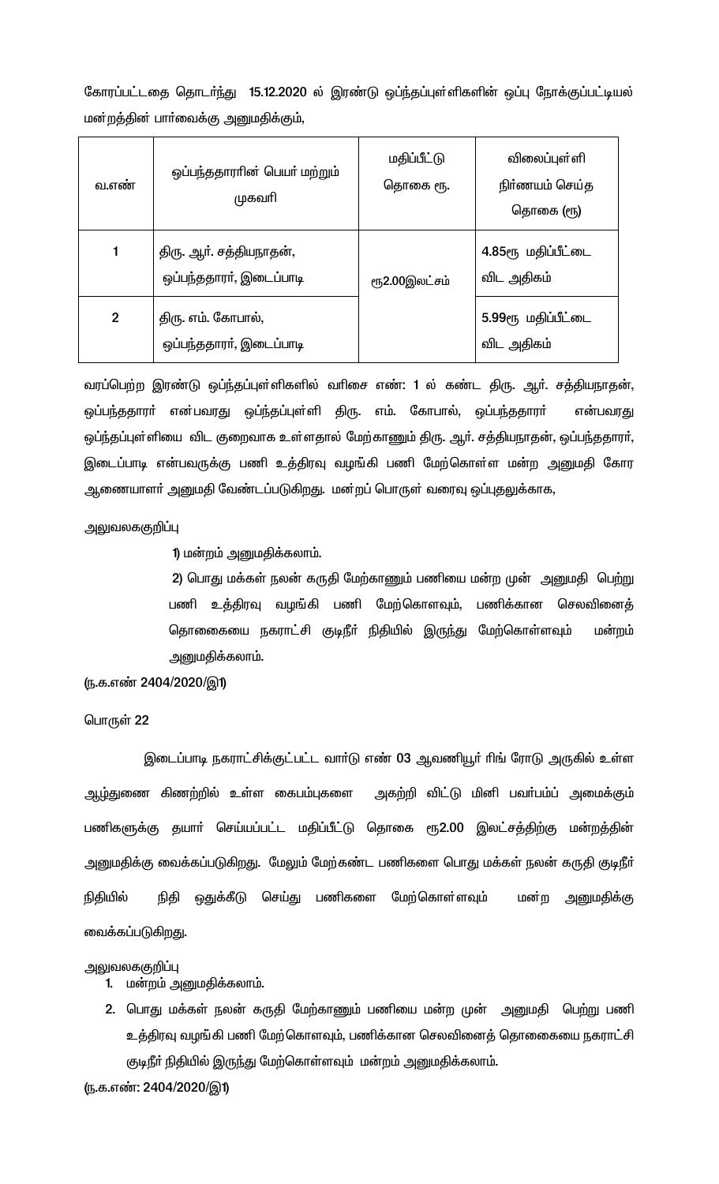கோரப்பட்டதை தொடர்ந்து 15.12.2020 ல் இரண்டு ஒப்பந்தப்புள்ளிகளின் ஒப்பு நோக்குப்பட்டியல் மன்றத்தின் பார்வைக்கு அனுமதிக்கும்,

| வ.எண் | ஒப்பந்ததாரரின் பெயர் மற்றும் முகவரி | மதிப்பீட்டு தொகை ரூ. | விலைப்புள்ளி நிர்ணயம் செய்த தொகை (ரூ) |
|---|---|---|---|
| 1 | திரு. ஆர். சத்தியநாதன், ஒப்பந்ததாரர், இடைப்பாடி | ரூ2.00இலட்சம் | 4.85ரூ மதிப்பீட்டை விட அதிகம் |
| 2 | திரு. எம். கோபால், ஒப்பந்ததாரர், இடைப்பாடி | | 5.99ரூ மதிப்பீட்டை விட அதிகம் |

வரப்பெற்ற இரண்டு ஒப்பந்தப்புள்ளிகளில் வரிசை எண்: 1 ல் கண்ட திரு. ஆர். சத்தியநாதன், ஒப்பந்ததாரர் என்பவரது ஒப்பந்தப்புள்ளி திரு. எம். கோபால், ஒப்பந்ததாரர் என்பவரது ஒப்பந்தப்புள்ளியை விட குறைவாக உள்ளதால் மேற்காணும் திரு. ஆர். சத்தியநாதன், ஒப்பந்ததாரர், இடைப்பாடி என்பவருக்கு பணி உத்திரவு வழங்கி பணி மேற்கொள்ள மன்ற அனுமதி கோர ஆணையாளர் அனுமதி வேண்டப்படுகிறது. மன்றப் பொருள் வரைவு ஒப்புதலுக்காக,

அலுவலககுறிப்பு

1) மன்றம் அனுமதிக்கலாம்.

2) பொது மக்கள் நலன் கருதி மேற்காணும் பணியை மன்ற முன் அனுமதி பெற்று பணி உத்திரவு வழங்கி பணி மேற்கொளவும், பணிக்கான செலவினைத் தொகையை நகராட்சி குடிநீர் நிதியில் இருந்து மேற்கொள்ளவும் மன்றம் அனுமதிக்கலாம்.

(ந.க.எண் 2404/2020/இ1)

பொருள் 22

இடைப்பாடி நகராட்சிக்குட்பட்ட வார்டு எண் 03 ஆவணியூர் ரிங் ரோடு அருகில் உள்ள ஆழ்துணை கிணற்றில் உள்ள கைபம்புகளை அகற்றி விட்டு மினி பவர்பம்ப் அமைக்கும் பணிகளுக்கு தயார் செய்யப்பட்ட மதிப்பீட்டு தொகை ரூ2.00 இலட்சத்திற்கு மன்றத்தின் அனுமதிக்கு வைக்கப்படுகிறது. மேலும் மேற்கண்ட பணிகளை பொது மக்கள் நலன் கருதி குடிநீர் நிதியில் நிதி ஒதுக்கீடு செய்து பணிகளை மேற்கொள்ளவும் மன்ற அனுமதிக்கு வைக்கப்படுகிறது.

அலுவலககுறிப்பு

1. மன்றம் அனுமதிக்கலாம்.
2. பொது மக்கள் நலன் கருதி மேற்காணும் பணியை மன்ற முன் அனுமதி பெற்று பணி உத்திரவு வழங்கி பணி மேற்கொளவும், பணிக்கான செலவினைத் தொகையை நகராட்சி குடிநீர் நிதியில் இருந்து மேற்கொள்ளவும் மன்றம் அனுமதிக்கலாம்.

(ந.க.எண்: 2404/2020/இ1)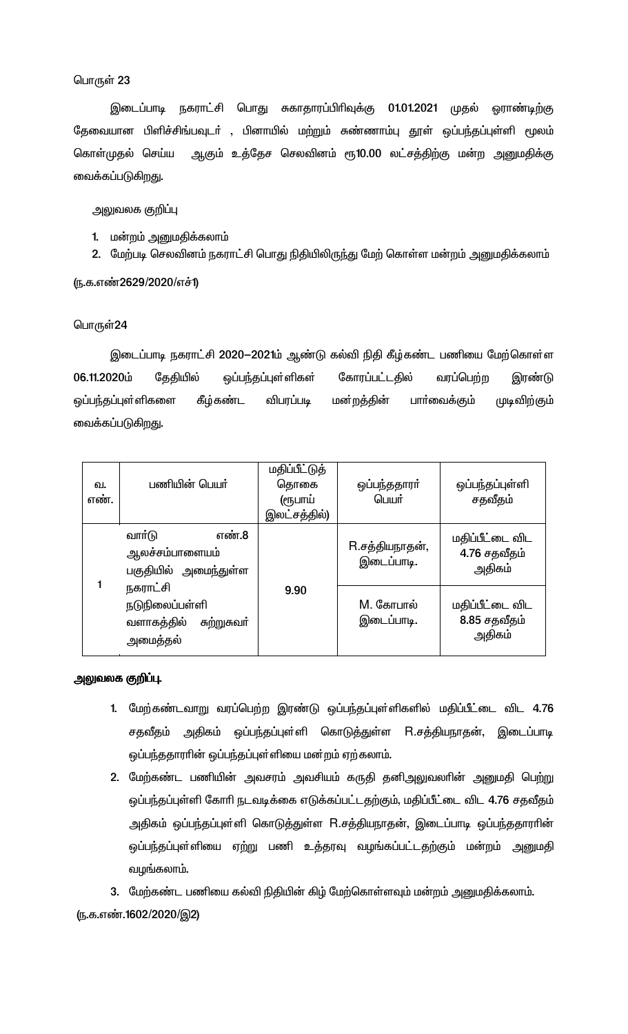பொருள் 23

இடைப்பாடி நகராட்சி பொது சுகாதாரப்பிரிவுக்கு 01.01.2021 முதல் ஒராண்டிற்கு தேவையான பிளிச்சிங்பவுடர் , பினாயில் மற்றும் சுண்ணாம்பு தூள் ஒப்பந்தப்புள்ளி மூலம் கொள்முதல் செய்ய ஆகும் உத்தேச செலவினம் ரூ10.00 லட்சத்திற்கு மன்ற அனுமதிக்கு வைக்கப்படுகிறது.

அலுவலக குறிப்பு

1. மன்றம் அனுமதிக்கலாம்
2. மேற்படி செலவினம் நகராட்சி பொது நிதியிலிருந்து மேற் கொள்ள மன்றம் அனுமதிக்கலாம்

(ந.க.எண்2629/2020/எச்1)

பொருள்24

இடைப்பாடி நகராட்சி 2020–2021ம் ஆண்டு கல்வி நிதி கீழ்கண்ட பணியை மேற்கொள்ள 06.11.2020ம் தேதியில் ஒப்பந்தப்புள்ளிகள் கோரப்பட்டதில் வரப்பெற்ற இரண்டு ஒப்பந்தப்புள்ளிகளை கீழ்கண்ட விபரப்படி மன்றத்தின் பார்வைக்கும் முடிவிற்கும் வைக்கப்படுகிறது.

| வ. எண். | பணியின் பெயர் | மதிப்பீட்டுத் தொகை (ரூபாய் இலட்சத்தில்) | ஒப்பந்ததாரர் பெயர் | ஒப்பந்தப்புள்ளி சதவீதம் |
|---|---|---|---|---|
| 1 | வார்டு எண்.8 ஆலச்சம்பாளையம் பகுதியில் அமைந்துள்ள நகராட்சி நடுநிலைப்பள்ளி வளாகத்தில் சுற்றுசுவர் அமைத்தல் | 9.90 | R.சத்தியநாதன், இடைப்பாடி. | மதிப்பீட்டை விட 4.76 சதவீதம் அதிகம் |
| | | | M. கோபால் இடைப்பாடி. | மதிப்பீட்டை விட 8.85 சதவீதம் அதிகம் |

**அலுவலக குறிப்பு.**

1. மேற்கண்டவாறு வரப்பெற்ற இரண்டு ஒப்பந்தப்புள்ளிகளில் மதிப்பீட்டை விட 4.76 சதவீதம் அதிகம் ஒப்பந்தப்புள்ளி கொடுத்துள்ள R.சத்தியநாதன், இடைப்பாடி ஒப்பந்ததாரரின் ஒப்பந்தப்புள்ளியை மன்றம் ஏற்கலாம்.
2. மேற்கண்ட பணியின் அவசரம் அவசியம் கருதி தனிஅலுவலரின் அனுமதி பெற்று ஒப்பந்தப்புள்ளி கோரி நடவடிக்கை எடுக்கப்பட்டதற்கும், மதிப்பீட்டை விட 4.76 சதவீதம் அதிகம் ஒப்பந்தப்புள்ளி கொடுத்துள்ள R.சத்தியநாதன், இடைப்பாடி ஒப்பந்ததாரரின் ஒப்பந்தப்புள்ளியை ஏற்று பணி உத்தரவு வழங்கப்பட்டதற்கும் மன்றம் அனுமதி வழங்கலாம்.
3. மேற்கண்ட பணியை கல்வி நிதியின் கிழ் மேற்கொள்ளவும் மன்றம் அனுமதிக்கலாம்.

(ந.க.எண்.1602/2020/இ2)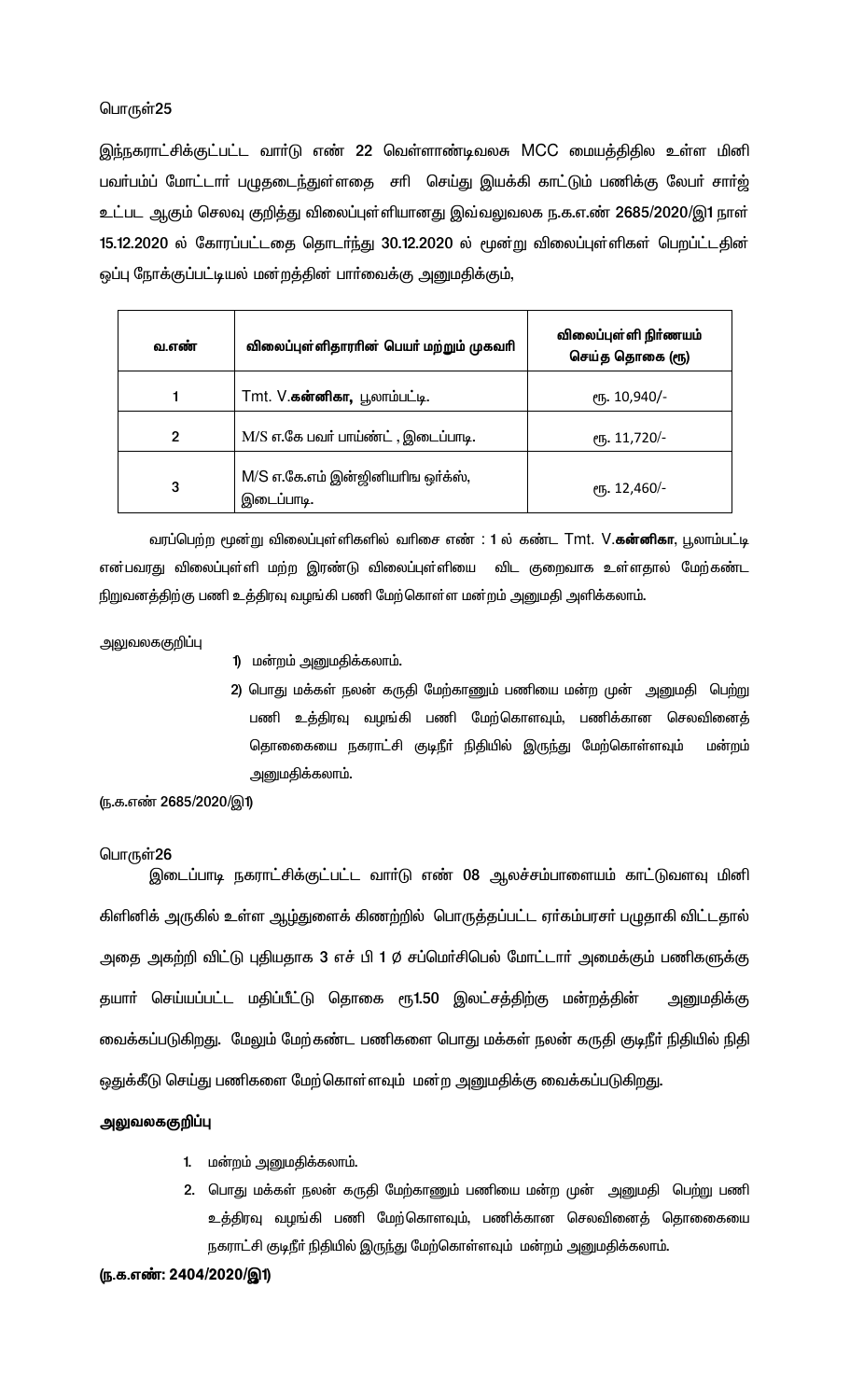பொருள்25

இந்நகராட்சிக்குட்பட்ட வார்டு எண் 22 வெள்ளாண்டிவலசு MCC மையத்திதில உள்ள மினி பவர்பம்ப் மோட்டார் பழுதடைந்துள்ளதை சரி செய்து இயக்கி காட்டும் பணிக்கு லேபர் சார்ஜ் உட்பட ஆகும் செலவு குறித்து விலைப்புள்ளியானது இவ்வலுவலக ந.க.எண் 2685/2020/இ1 நாள் 15.12.2020 ல் கோரப்பட்டதை தொடர்ந்து 30.12.2020 ல் மூன்று விலைப்புள்ளிகள் பெறப்ட்டதின் ஒப்பு நோக்குப்பட்டியல் மன்றத்தின் பார்வைக்கு அனுமதிக்கும்,

| வ.எண் | விலைப்புள்ளிதாரரின் பெயர் மற்றும் முகவரி | விலைப்புள்ளி நிர்ணயம் செய்த தொகை (ரூ) |
|---|---|---|
| 1 | Tmt. V.**கன்னிகா,** பூலாம்பட்டி. | ரூ. 10,940/- |
| 2 | M/S எ.கே பவர் பாய்ண்ட் , இடைப்பாடி. | ரூ. 11,720/- |
| 3 | M/S எ.கே.எம் இன்ஜினியரிங ஒர்க்ஸ், இடைப்பாடி. | ரூ. 12,460/- |

வரப்பெற்ற மூன்று விலைப்புள்ளிகளில் வரிசை எண் : 1 ல் கண்ட Tmt. V.**கன்னிகா**, பூலாம்பட்டி என்பவரது விலைப்புள்ளி மற்ற இரண்டு விலைப்புள்ளியை விட குறைவாக உள்ளதால் மேற்கண்ட நிறுவனத்திற்கு பணி உத்திரவு வழங்கி பணி மேற்கொள்ள மன்றம் அனுமதி அளிக்கலாம்.

அலுவலககுறிப்பு

1) மன்றம் அனுமதிக்கலாம்.
2) பொது மக்கள் நலன் கருதி மேற்காணும் பணியை மன்ற முன் அனுமதி பெற்று பணி உத்திரவு வழங்கி பணி மேற்கொளவும், பணிக்கான செலவினைத் தொகையை நகராட்சி குடிநீர் நிதியில் இருந்து மேற்கொள்ளவும் மன்றம் அனுமதிக்கலாம்.

(ந.க.எண் 2685/2020/இ1)

பொருள்26

இடைப்பாடி நகராட்சிக்குட்பட்ட வார்டு எண் 08 ஆலச்சம்பாளையம் காட்டுவளவு மினி கிளினிக் அருகில் உள்ள ஆழ்துளைக் கிணற்றில் பொருத்தப்பட்ட ஏர்கம்பரசர் பழுதாகி விட்டதால் அதை அகற்றி விட்டு புதியதாக 3 எச் பி 1 ∅ சப்மெர்சிபெல் மோட்டார் அமைக்கும் பணிகளுக்கு தயார் செய்யப்பட்ட மதிப்பீட்டு தொகை ரூ1.50 இலட்சத்திற்கு மன்றத்தின் அனுமதிக்கு வைக்கப்படுகிறது. மேலும் மேற்கண்ட பணிகளை பொது மக்கள் நலன் கருதி குடிநீர் நிதியில் நிதி ஒதுக்கீடு செய்து பணிகளை மேற்கொள்ளவும் மன்ற அனுமதிக்கு வைக்கப்படுகிறது.

**அலுவலககுறிப்பு**

1. மன்றம் அனுமதிக்கலாம்.
2. பொது மக்கள் நலன் கருதி மேற்காணும் பணியை மன்ற முன் அனுமதி பெற்று பணி உத்திரவு வழங்கி பணி மேற்கொளவும், பணிக்கான செலவினைத் தொகையை நகராட்சி குடிநீர் நிதியில் இருந்து மேற்கொள்ளவும் மன்றம் அனுமதிக்கலாம்.

**(ந.க.எண்: 2404/2020/இ1)**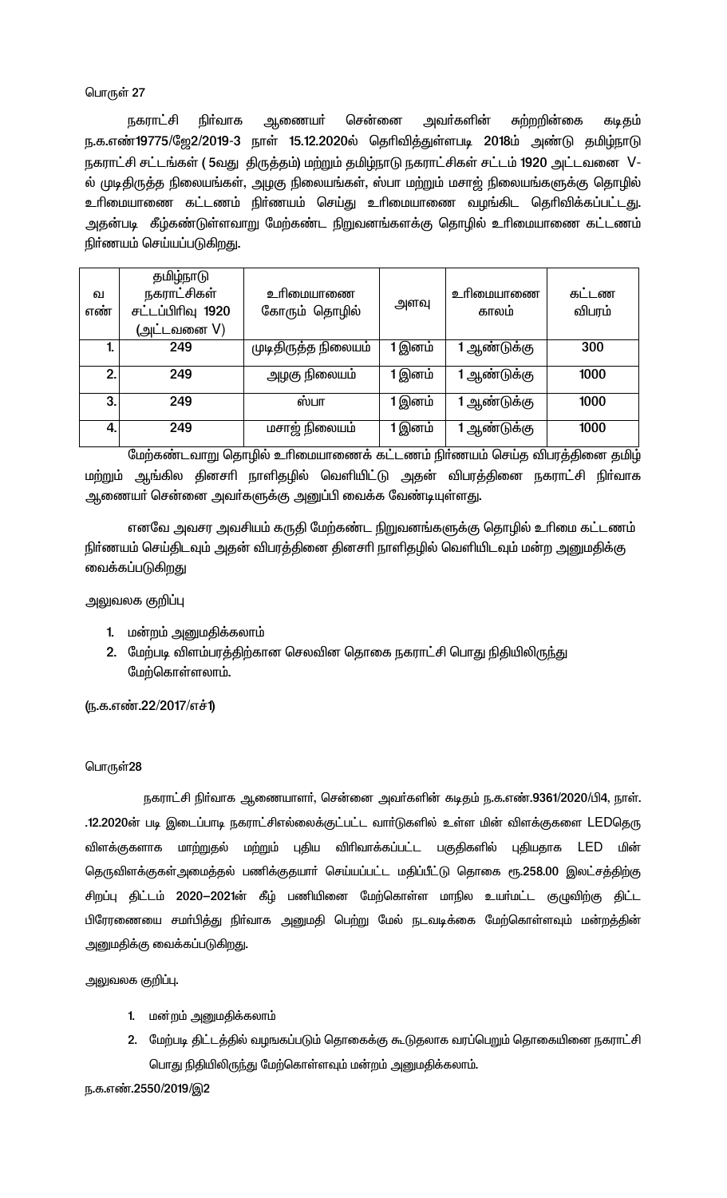பொருள் 27

நகராட்சி நிர்வாக ஆணையர் சென்னை அவர்களின் சுற்றறிக்கை கடிதம் ந.க.எண்19775/ஜே2/2019-3 நாள் 15.12.2020ல் தெரிவித்துள்ளபடி 2018ம் அண்டு தமிழ்நாடு நகராட்சி சட்டங்கள் ( 5வது திருத்தம்) மற்றும் தமிழ்நாடு நகராட்சிகள் சட்டம் 1920 அட்டவனை V-ல் முடிதிருத்த நிலையங்கள், அழகு நிலையங்கள், ஸ்பா மற்றும் மசாஜ் நிலையங்களுக்கு தொழில் உரிமையாணை கட்டணம் நிர்ணயம் செய்து உரிமையாணை வழங்கிட தெரிவிக்கப்பட்டது. அதன்படி கீழ்கண்டுள்ளவாறு மேற்கண்ட நிறுவனங்களக்கு தொழில் உரிமையாணை கட்டணம் நிர்ணயம் செய்யப்படுகிறது.

| வ எண் | தமிழ்நாடு நகராட்சிகள் சட்டப்பிரிவு 1920 (அட்டவனை V) | உரிமையாணை கோரும் தொழில் | அளவு | உரிமையாணை காலம் | கட்டண விபரம் |
|---|---|---|---|---|---|
| 1. | 249 | முடிதிருத்த நிலையம் | 1 இனம் | 1 ஆண்டுக்கு | 300 |
| 2. | 249 | அழகு நிலையம் | 1 இனம் | 1 ஆண்டுக்கு | 1000 |
| 3. | 249 | ஸ்பா | 1 இனம் | 1 ஆண்டுக்கு | 1000 |
| 4. | 249 | மசாஜ் நிலையம் | 1 இனம் | 1 ஆண்டுக்கு | 1000 |

மேற்கண்டவாறு தொழில் உரிமையாணைக் கட்டணம் நிர்ணயம் செய்த விபரத்தினை தமிழ் மற்றும் ஆங்கில தினசரி நாளிதழில் வெளியிட்டு அதன் விபரத்தினை நகராட்சி நிர்வாக ஆணையர் சென்னை அவர்களுக்கு அனுப்பி வைக்க வேண்டியுள்ளது.

எனவே அவசர அவசியம் கருதி மேற்கண்ட நிறுவனங்களுக்கு தொழில் உரிமை கட்டணம் நிர்ணயம் செய்திடவும் அதன் விபரத்தினை தினசரி நாளிதழில் வெளியிடவும் மன்ற அனுமதிக்கு வைக்கப்படுகிறது

அலுவலக குறிப்பு

1. மன்றம் அனுமதிக்கலாம்
2. மேற்படி விளம்பரத்திற்கான செலவின தொகை நகராட்சி பொது நிதியிலிருந்து மேற்கொள்ளலாம்.

(ந.க.எண்.22/2017/எச்1)

பொருள்28

நகராட்சி நிர்வாக ஆணையாளர், சென்னை அவர்களின் கடிதம் ந.க.எண்.9361/2020/பி4, நாள். .12.2020ன் படி இடைப்பாடி நகராட்சிஎல்லைக்குட்பட்ட வார்டுகளில் உள்ள மின் விளக்குகளை LEDதெரு விளக்குகளாக மாற்றுதல் மற்றும் புதிய விரிவாக்கப்பட்ட பகுதிகளில் புதியதாக LED மின் தெருவிளக்குகள்அமைத்தல் பணிக்குதயார் செய்யப்பட்ட மதிப்பீட்டு தொகை ரூ.258.00 இலட்சத்திற்கு சிறப்பு திட்டம் 2020–2021ன் கீழ் பணியினை மேற்கொள்ள மாநில உயர்மட்ட குழுவிற்கு திட்ட பிரேரணையை சமர்பித்து நிர்வாக அனுமதி பெற்று மேல் நடவடிக்கை மேற்கொள்ளவும் மன்றத்தின் அனுமதிக்கு வைக்கப்படுகிறது.

அலுவலக குறிப்பு.

1. மன்றம் அனுமதிக்கலாம்
2. மேற்படி திட்டத்தில் வழஙகப்படும் தொகைக்கு கூடுதலாக வரப்பெறும் தொகையினை நகராட்சி பொது நிதியிலிருந்து மேற்கொள்ளவும் மன்றம் அனுமதிக்கலாம்.

ந.க.எண்.2550/2019/இ2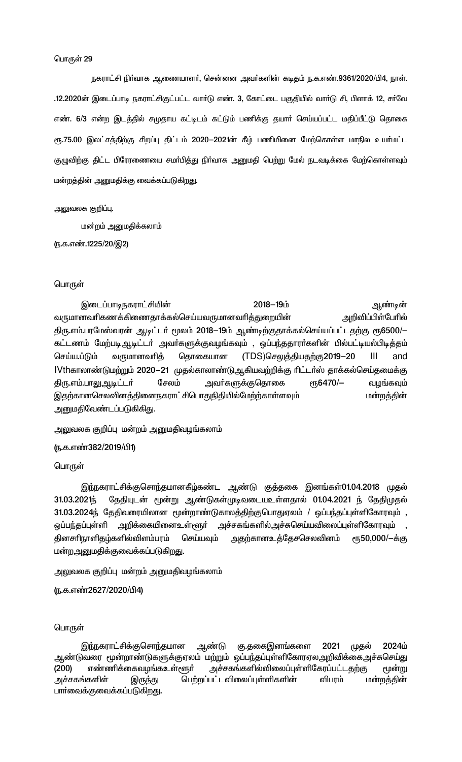பொருள் 29

நகராட்சி நிர்வாக ஆணையாளர், சென்னை அவர்களின் கடிதம் ந.க.எண்.9361/2020/பி4, நாள். .12.2020ன் இடைப்பாடி நகராட்சிகுட்பட்ட வார்டு எண். 3, கோட்டை பகுதியில் வார்டு சி, பிளாக் 12, சர்வே எண். 6/3 என்ற இடத்தில் சமுதாய கட்டிடம் கட்டும் பணிக்கு தயார் செய்யப்பட்ட மதிப்பீட்டு தொகை ரூ.75.00 இலட்சத்திற்கு சிறப்பு திட்டம் 2020–2021ன் கீழ் பணியினை மேற்கொள்ள மாநில உயர்மட்ட குழுவிற்கு திட்ட பிரேரணையை சமர்பித்து நிர்வாக அனுமதி பெற்று மேல் நடவடிக்கை மேற்கொள்ளவும் மன்றத்தின் அனுமதிக்கு வைக்கப்படுகிறது.

அலுவலக குறிப்பு.

மன்றம் அனுமதிக்கலாம்

(ந.க.எண்.1225/20/இ2)

பொருள்

இடைப்பாடிநகராட்சியின் 2018–19ம் ஆண்டின் வருமானவரிகணக்கினைதாக்கல்செய்யவருமானவரித்துறையின் அறிவிப்பின்பேரில் திரு.எம்.பரமேஸ்வரன் ஆடிட்டர் மூலம் 2018–19ம் ஆண்டிற்குதாக்கல்செய்யப்பட்டதற்கு ரூ6500/– கட்டணம் மேற்படிஆடிட்டர் அவர்களுக்குவழங்கவும் , ஒப்பந்ததாரர்களின் பில்பட்டியல்பிடித்தம் செய்யப்டும் வருமானவரித் தொகையான (TDS)செலுத்தியதற்கு2019–20 III and IVthகாலாண்டுமற்றும் 2020–21 முதல்காலாண்டுஆகியவற்றிக்கு ரிட்டர்ஸ் தாக்கல்செய்தமைக்கு திரு.எம்.பாலுஆடிட்டர் சேலம் அவர்களுக்குதொகை ரூ6470/– வழங்கவும் இதற்கானசெலவினத்தினைநகராட்சிபொதுநிதியில்மேற்றகாள்ளவும் மன்றத்தின் அனுமதிவேண்டப்படுகிகிறது.

அலுவலக குறிப்பு மன்றம் அனுமதிவழங்கலாம்

(ந.க.எண்382/2019/பி1)

பொருள்

இந்நகராட்சிக்குசொந்தமானகீழ்கண்ட ஆண்டு குத்தகை இனங்கள்01.04.2018 முதல் 31.03.2021ந் தேதியுடன் மூன்று ஆண்டுகள்முடிவடையஉள்ளதால் 01.04.2021 ந் தேதிமுதல் 31.03.2024ந் தேதிவரையிலான மூன்றாண்டுகாலத்திற்குபொதுஏலம் / ஒப்பந்தப்புள்ளிகோரவும் , ஒப்பந்தப்புள்ளி அறிக்கையினைஉள்ளூர் அச்சகங்களில்அச்சுசெய்யவிலைப்புள்ளிகோரவும் , தினசரிநாளிதழ்களில்விளம்பரம் செய்யவும் அதற்கானஉத்தேசசெலவினம் ரூ50,000/–க்கு மன்றஅனுமதிக்குவைக்கப்படுகிறது.

அலுவலக குறிப்பு மன்றம் அனுமதிவழங்கலாம்

(ந.க.எண்2627/2020/பி4)

பொருள்

இந்நகராட்சிக்குசொந்தமான ஆண்டு கு.தகைஇனங்களை 2021 முதல் 2024ம் ஆண்டுவரை மூன்றாண்டுகளுக்குஏலம் மற்றும் ஒப்பந்தப்புள்ளிகோரஏலஅறிவிக்கைஅச்சுசெய்து (200) எண்ணிக்கைவழங்கஉள்ளூர் அச்சகங்களில்விலைப்புள்ளிகோரப்பட்டதற்கு மூன்று அச்சகங்களின் இருந்து பெற்றப்பட்டவிலைப்புள்ளிகளின் விபரம் மன்றத்தின் பார்வைக்குவைக்கப்படுகிறது.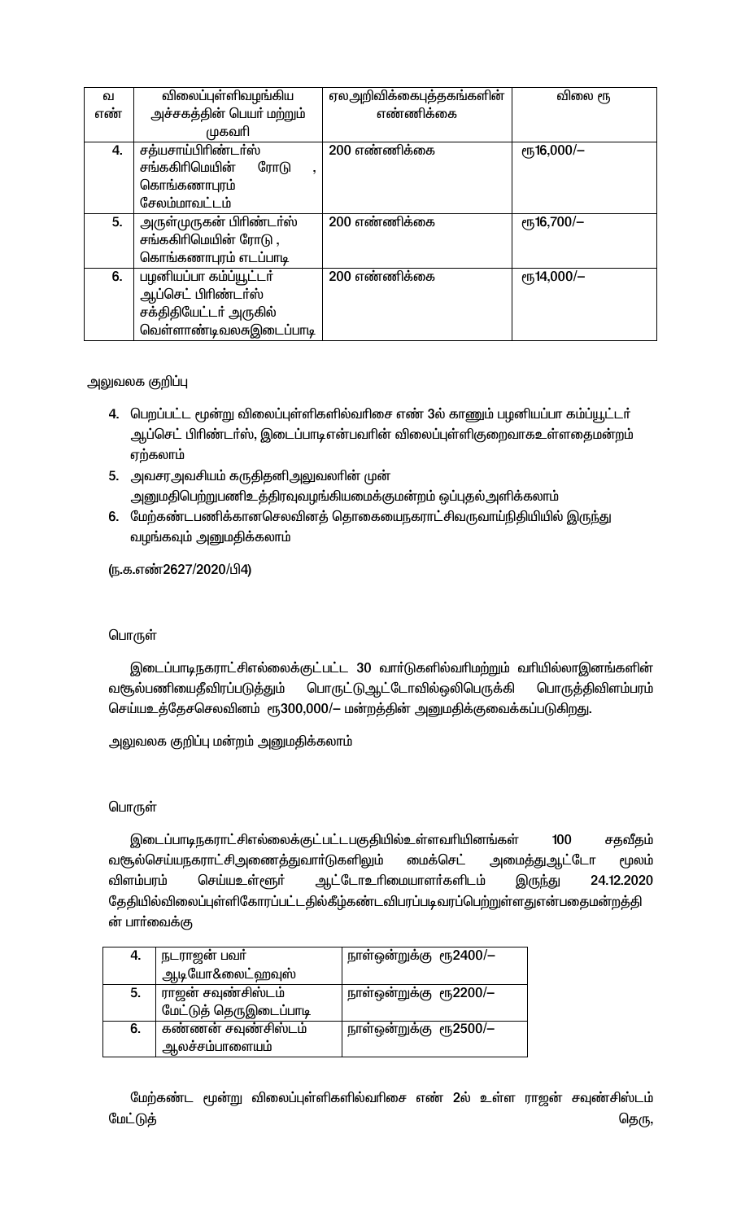| வ எண் | விலைப்புள்ளிவழங்கிய அச்சகத்தின் பெயர் மற்றும் முகவரி | ஏலஅறிவிக்கைபுத்தகங்களின் எண்ணிக்கை | விலை ரூ |
|---|---|---|---|
| 4. | சத்யசாய்பிரிண்டர்ஸ் சங்ககிரிமெயின் ரோடு , கொங்கணாபுரம் சேலம்மாவட்டம் | 200 எண்ணிக்கை | ரூ16,000/– |
| 5. | அருள்முருகன் பிரிண்டர்ஸ் சங்ககிரிமெயின் ரோடு , கொங்கணாபுரம் எடப்பாடி | 200 எண்ணிக்கை | ரூ16,700/– |
| 6. | பழனியப்பா கம்ப்யூட்டர் ஆப்செட் பிரிண்டர்ஸ் சக்திதியேட்டர் அருகில் வெள்ளாண்டிவலசுஇடைப்பாடி | 200 எண்ணிக்கை | ரூ14,000/– |

அலுவலக குறிப்பு

4. பெறப்பட்ட மூன்று விலைப்புள்ளிகளில்வரிசை எண் 3ல் காணும் பழனியப்பா கம்ப்யூட்டர் ஆப்செட் பிரிண்டர்ஸ், இடைப்பாடிஎன்பவரின் விலைப்புள்ளிகுறைவாகஉள்ளதைமன்றம் ஏற்கலாம்
5. அவசரஅவசியம் கருதிதனிஅலுவலரின் முன் அனுமதிபெற்றுபணிஉத்திரவுவழங்கியமைக்குமன்றம் ஒப்புதல்அளிக்கலாம்
6. மேற்கண்டபணிக்கானசெலவினத் தொகையைநகராட்சிவருவாய்நிதியியில் இருந்து வழங்கவும் அனுமதிக்கலாம்

(ந.க.எண்2627/2020/பி4)

பொருள்

இடைப்பாடிநகராட்சிஎல்லைக்குட்பட்ட 30 வார்டுகளில்வரிமற்றும் வரியில்லாஇனங்களின் வசூல்பணியைதீவிரப்படுத்தும் பொருட்டுஆட்டோவில்ஒலிபெருக்கி பொருத்திவிளம்பரம் செய்யஉத்தேசசெலவினம் ரூ300,000/– மன்றத்தின் அனுமதிக்குவைக்கப்படுகிறது.

அலுவலக குறிப்பு மன்றம் அனுமதிக்கலாம்

பொருள்

இடைப்பாடிநகராட்சிஎல்லைக்குட்பட்டபகுதியில்உள்ளவரியினங்கள் 100 சதவீதம் வசூல்செய்யநகராட்சிஅணைத்துவார்டுகளிலும் மைக்செட் அமைத்துஆட்டோ மூலம் விளம்பரம் செய்யஉள்ளூர் ஆட்டோஉரிமையாளர்களிடம் இருந்து 24.12.2020 தேதியில்விலைப்புள்ளிகோரப்பட்டதில்கீழ்கண்டவிபரப்படிவரப்பெற்றுள்ளதுஎன்பதைமன்றத்தின் பார்வைக்கு

| | | |
|---|---|---|
| 4. | நடராஜன் பவர் ஆடியோ&லைட்ஹவுஸ் | நாள்ஒன்றுக்கு ரூ2400/– |
| 5. | ராஜன் சவுண்சிஸ்டம் மேட்டுத் தெருஇடைப்பாடி | நாள்ஒன்றுக்கு ரூ2200/– |
| 6. | கண்ணன் சவுண்சிஸ்டம் ஆலச்சம்பாளையம் | நாள்ஒன்றுக்கு ரூ2500/– |

மேற்கண்ட மூன்று விலைப்புள்ளிகளில்வரிசை எண் 2ல் உள்ள ராஜன் சவுண்சிஸ்டம் மேட்டுத் தெரு,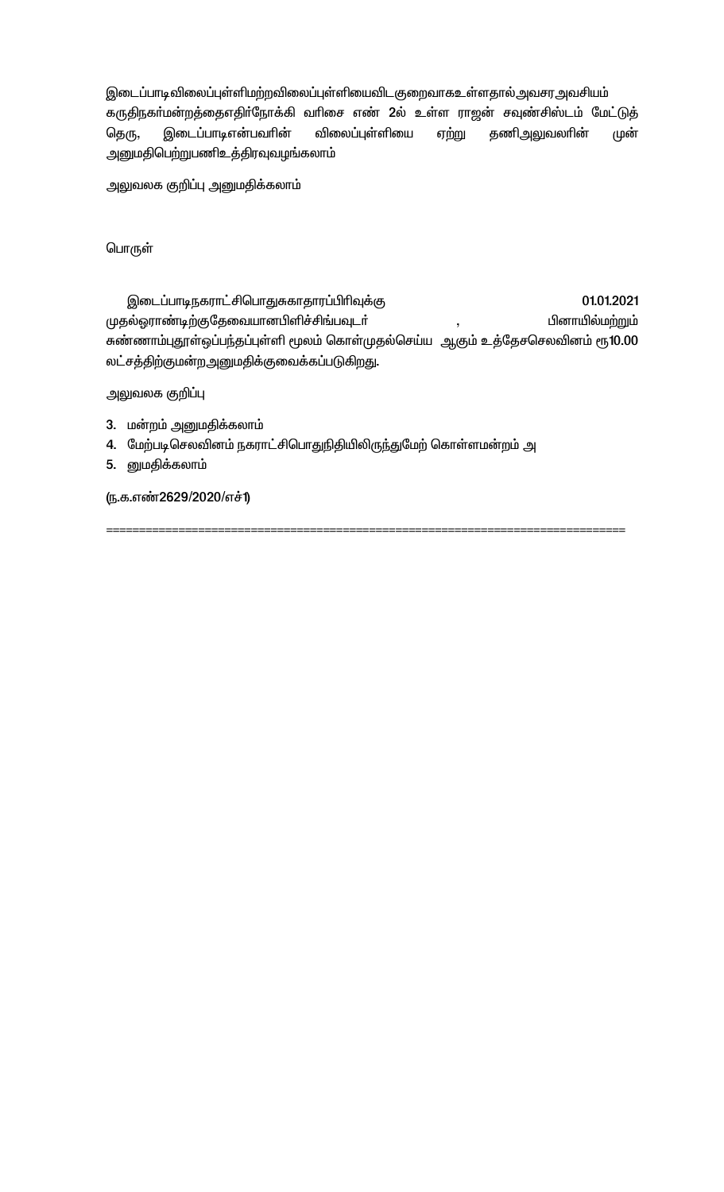இடைப்பாடிவிலைப்புள்ளிமற்றவிலைப்புள்ளியைவிடகுறைவாகஉள்ளதால்அவசரஅவசியம் கருதிநகர்மன்றத்தைஎதிர்நோக்கி வரிசை எண் 2ல் உள்ள ராஜன் சவுண்சிஸ்டம் மேட்டுத் தெரு, இடைப்பாடிஎன்பவரின் விலைப்புள்ளியை ஏற்று தணிஅலுவலரின் முன் அனுமதிபெற்றுபணிஉத்திரவுவழங்கலாம்

அலுவலக குறிப்பு அனுமதிக்கலாம்

பொருள்

இடைப்பாடிநகராட்சிபொதுசுகாதாரப்பிரிவுக்கு 01.01.2021 முதல்ஓராண்டிற்குதேவையானபிளிச்சிங்பவுடர் , பினாயில்மற்றும் சுண்ணாம்புதூள்ஒப்பந்தப்புள்ளி மூலம் கொள்முதல்செய்ய ஆகும் உத்தேசசெலவினம் ரூ10.00 லட்சத்திற்குமன்றஅனுமதிக்குவைக்கப்படுகிறது.

அலுவலக குறிப்பு

3. மன்றம் அனுமதிக்கலாம்
4. மேற்படிசெலவினம் நகராட்சிபொதுநிதியிலிருந்துமேற் கொள்ளமன்றம் அ
5. னுமதிக்கலாம்

(ந.க.எண்2629/2020/எச்1)

===========================================================================